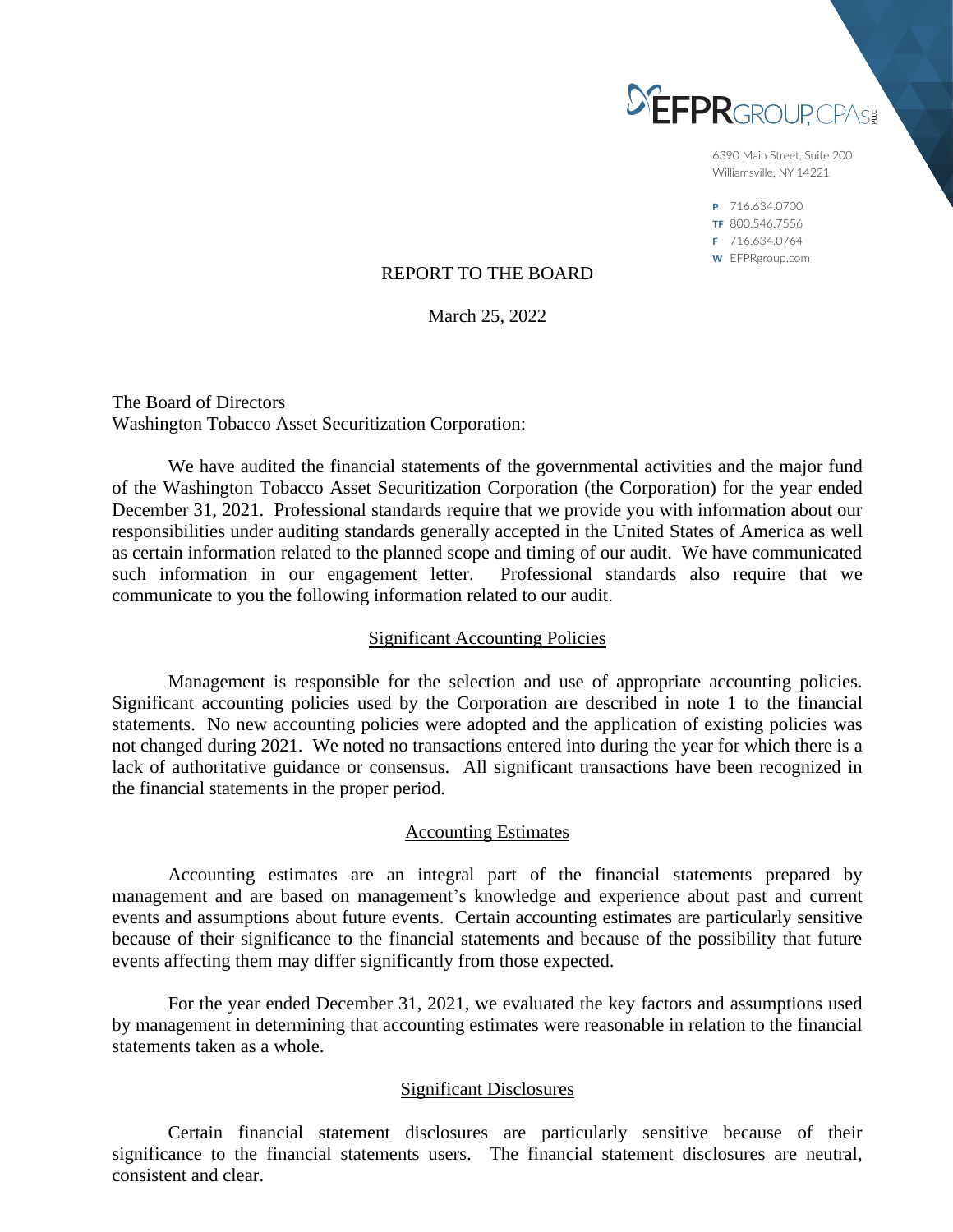EFPR GROUP, CPAs PLLC

6390 Main Street, Suite 200
Williamsville, NY 14221

P 716.634.0700
TF 800.546.7556
F 716.634.0764
W EFPRgroup.com

# REPORT TO THE BOARD

March 25, 2022

The Board of Directors
Washington Tobacco Asset Securitization Corporation:

We have audited the financial statements of the governmental activities and the major fund of the Washington Tobacco Asset Securitization Corporation (the Corporation) for the year ended December 31, 2021. Professional standards require that we provide you with information about our responsibilities under auditing standards generally accepted in the United States of America as well as certain information related to the planned scope and timing of our audit. We have communicated such information in our engagement letter. Professional standards also require that we communicate to you the following information related to our audit.

## Significant Accounting Policies

Management is responsible for the selection and use of appropriate accounting policies. Significant accounting policies used by the Corporation are described in note 1 to the financial statements. No new accounting policies were adopted and the application of existing policies was not changed during 2021. We noted no transactions entered into during the year for which there is a lack of authoritative guidance or consensus. All significant transactions have been recognized in the financial statements in the proper period.

## Accounting Estimates

Accounting estimates are an integral part of the financial statements prepared by management and are based on management's knowledge and experience about past and current events and assumptions about future events. Certain accounting estimates are particularly sensitive because of their significance to the financial statements and because of the possibility that future events affecting them may differ significantly from those expected.

For the year ended December 31, 2021, we evaluated the key factors and assumptions used by management in determining that accounting estimates were reasonable in relation to the financial statements taken as a whole.

## Significant Disclosures

Certain financial statement disclosures are particularly sensitive because of their significance to the financial statements users. The financial statement disclosures are neutral, consistent and clear.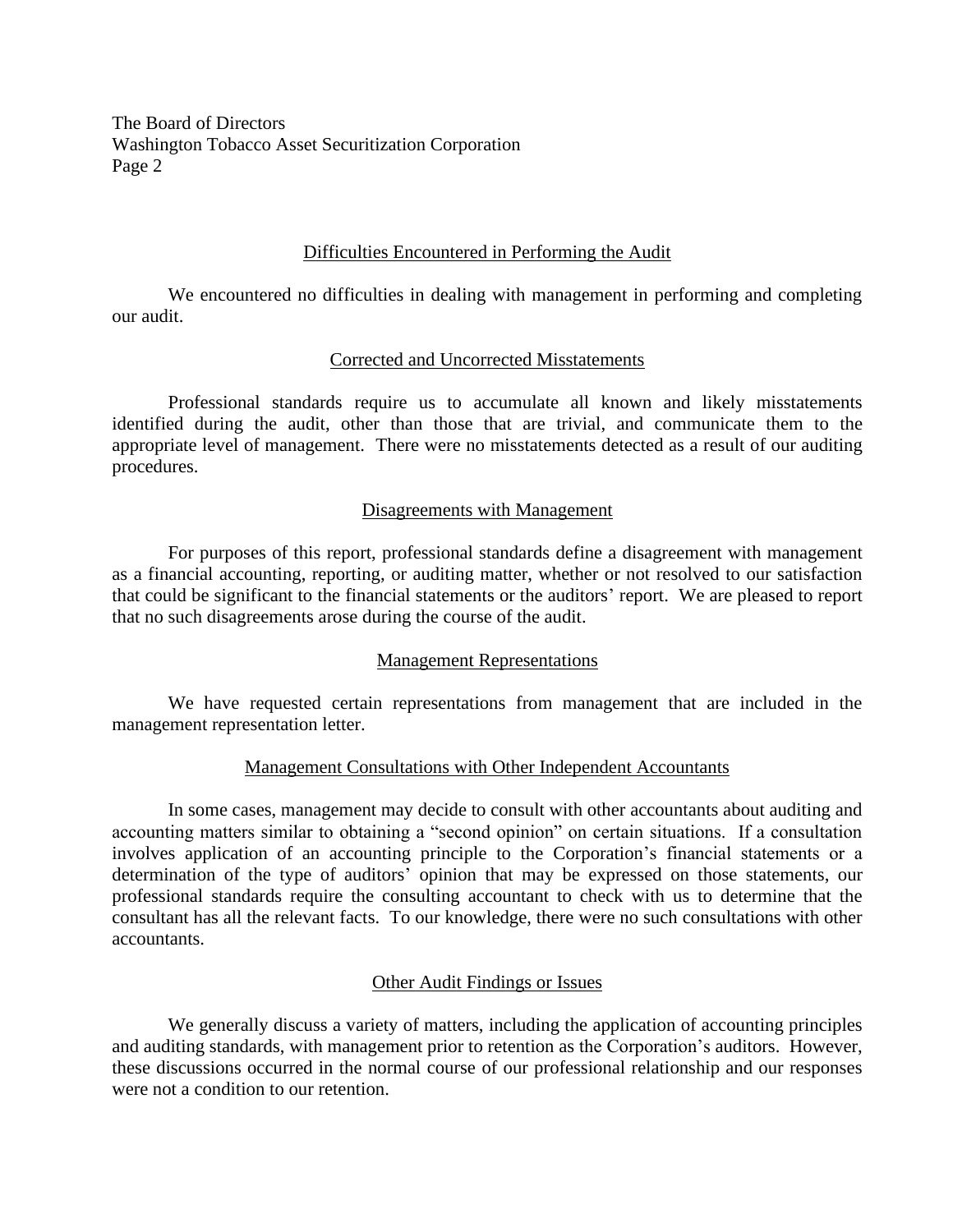## Difficulties Encountered in Performing the Audit

We encountered no difficulties in dealing with management in performing and completing our audit.

## Corrected and Uncorrected Misstatements

Professional standards require us to accumulate all known and likely misstatements identified during the audit, other than those that are trivial, and communicate them to the appropriate level of management. There were no misstatements detected as a result of our auditing procedures.

## Disagreements with Management

For purposes of this report, professional standards define a disagreement with management as a financial accounting, reporting, or auditing matter, whether or not resolved to our satisfaction that could be significant to the financial statements or the auditors' report. We are pleased to report that no such disagreements arose during the course of the audit.

## Management Representations

We have requested certain representations from management that are included in the management representation letter.

## Management Consultations with Other Independent Accountants

In some cases, management may decide to consult with other accountants about auditing and accounting matters similar to obtaining a "second opinion" on certain situations. If a consultation involves application of an accounting principle to the Corporation's financial statements or a determination of the type of auditors' opinion that may be expressed on those statements, our professional standards require the consulting accountant to check with us to determine that the consultant has all the relevant facts. To our knowledge, there were no such consultations with other accountants.

## Other Audit Findings or Issues

We generally discuss a variety of matters, including the application of accounting principles and auditing standards, with management prior to retention as the Corporation's auditors. However, these discussions occurred in the normal course of our professional relationship and our responses were not a condition to our retention.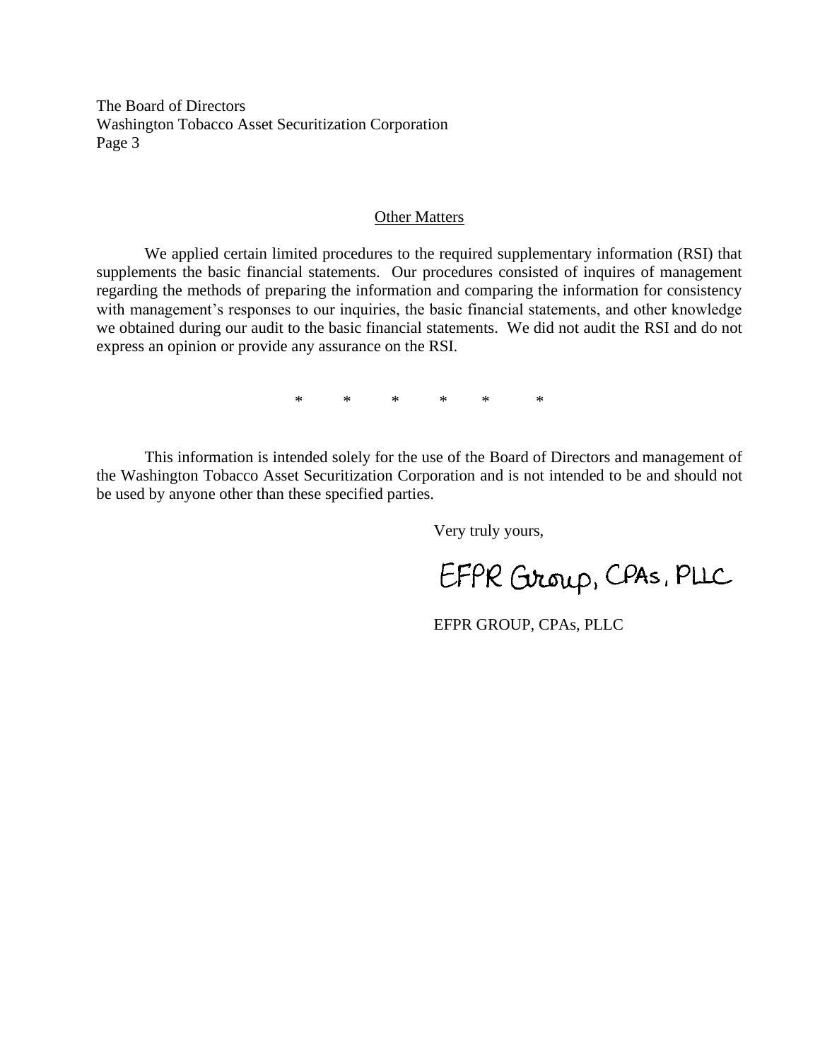The Board of Directors
Washington Tobacco Asset Securitization Corporation
Page 3

## Other Matters

We applied certain limited procedures to the required supplementary information (RSI) that supplements the basic financial statements. Our procedures consisted of inquires of management regarding the methods of preparing the information and comparing the information for consistency with management's responses to our inquiries, the basic financial statements, and other knowledge we obtained during our audit to the basic financial statements. We did not audit the RSI and do not express an opinion or provide any assurance on the RSI.

\* \* \* \* \* \*

This information is intended solely for the use of the Board of Directors and management of the Washington Tobacco Asset Securitization Corporation and is not intended to be and should not be used by anyone other than these specified parties.

Very truly yours,

EFPR Group, CPAs, PLLC

EFPR GROUP, CPAs, PLLC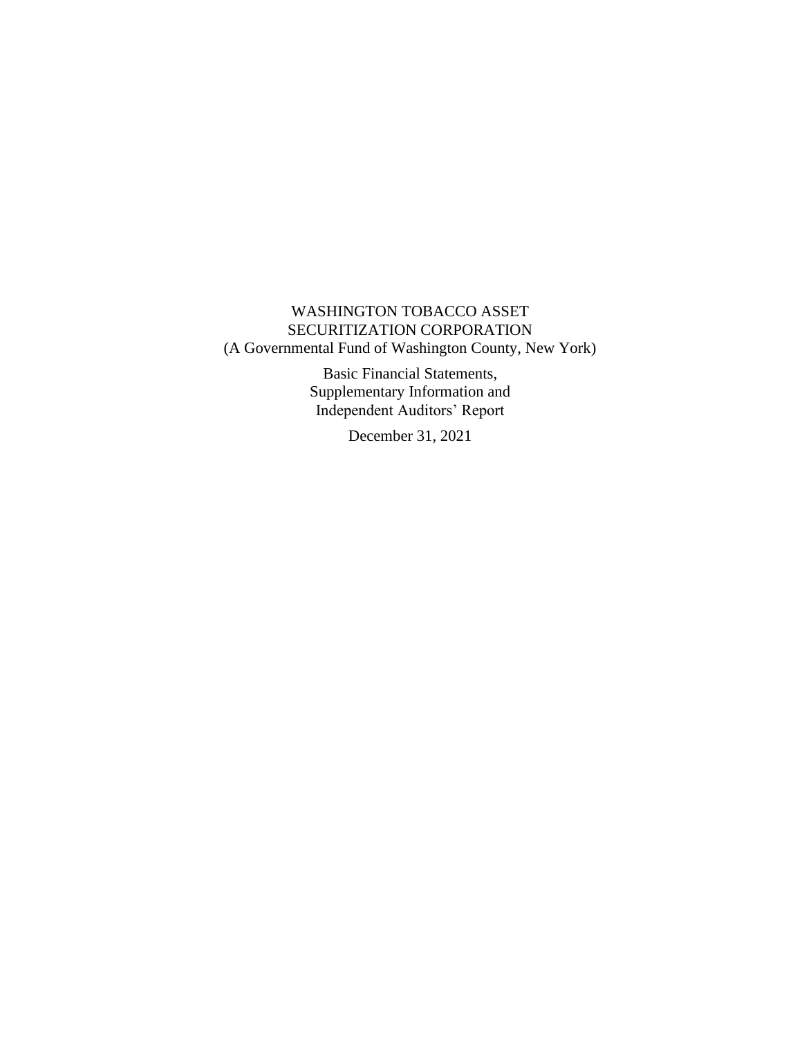# WASHINGTON TOBACCO ASSET SECURITIZATION CORPORATION

(A Governmental Fund of Washington County, New York)

Basic Financial Statements,
Supplementary Information and
Independent Auditors' Report

December 31, 2021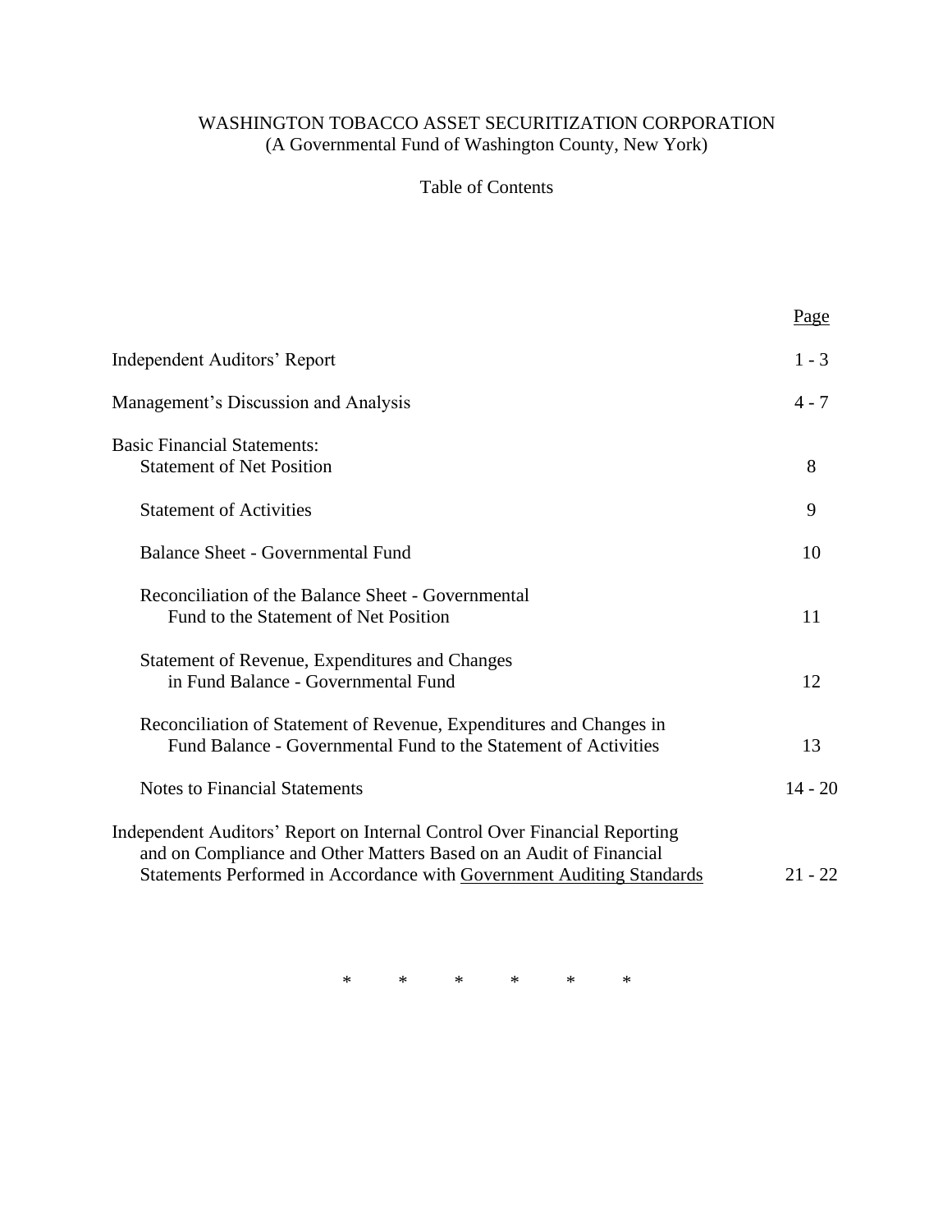# WASHINGTON TOBACCO ASSET SECURITIZATION CORPORATION
(A Governmental Fund of Washington County, New York)

## Table of Contents

| | Page |
|---|---|
| Independent Auditors' Report | 1 - 3 |
| Management's Discussion and Analysis | 4 - 7 |
| Basic Financial Statements: | |
| Statement of Net Position | 8 |
| Statement of Activities | 9 |
| Balance Sheet - Governmental Fund | 10 |
| Reconciliation of the Balance Sheet - Governmental Fund to the Statement of Net Position | 11 |
| Statement of Revenue, Expenditures and Changes in Fund Balance - Governmental Fund | 12 |
| Reconciliation of Statement of Revenue, Expenditures and Changes in Fund Balance - Governmental Fund to the Statement of Activities | 13 |
| Notes to Financial Statements | 14 - 20 |
| Independent Auditors' Report on Internal Control Over Financial Reporting and on Compliance and Other Matters Based on an Audit of Financial Statements Performed in Accordance with Government Auditing Standards | 21 - 22 |

\* \* \* \* \* \*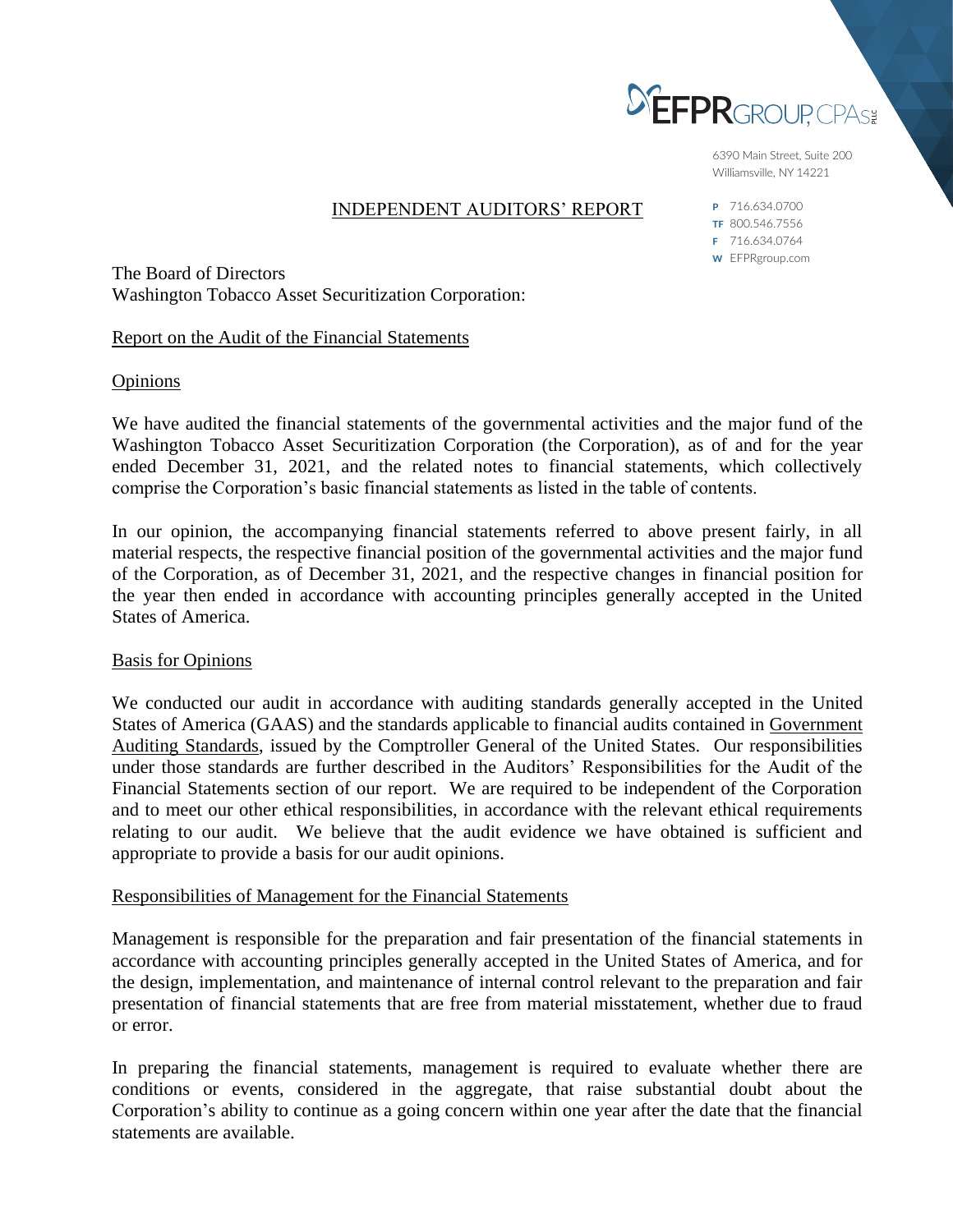EFPR GROUP, CPAs PLLC

6390 Main Street, Suite 200
Williamsville, NY 14221

P 716.634.0700
TF 800.546.7556
F 716.634.0764
W EFPRgroup.com

# INDEPENDENT AUDITORS' REPORT

The Board of Directors
Washington Tobacco Asset Securitization Corporation:

## Report on the Audit of the Financial Statements

### Opinions

We have audited the financial statements of the governmental activities and the major fund of the Washington Tobacco Asset Securitization Corporation (the Corporation), as of and for the year ended December 31, 2021, and the related notes to financial statements, which collectively comprise the Corporation's basic financial statements as listed in the table of contents.

In our opinion, the accompanying financial statements referred to above present fairly, in all material respects, the respective financial position of the governmental activities and the major fund of the Corporation, as of December 31, 2021, and the respective changes in financial position for the year then ended in accordance with accounting principles generally accepted in the United States of America.

### Basis for Opinions

We conducted our audit in accordance with auditing standards generally accepted in the United States of America (GAAS) and the standards applicable to financial audits contained in Government Auditing Standards, issued by the Comptroller General of the United States. Our responsibilities under those standards are further described in the Auditors' Responsibilities for the Audit of the Financial Statements section of our report. We are required to be independent of the Corporation and to meet our other ethical responsibilities, in accordance with the relevant ethical requirements relating to our audit. We believe that the audit evidence we have obtained is sufficient and appropriate to provide a basis for our audit opinions.

### Responsibilities of Management for the Financial Statements

Management is responsible for the preparation and fair presentation of the financial statements in accordance with accounting principles generally accepted in the United States of America, and for the design, implementation, and maintenance of internal control relevant to the preparation and fair presentation of financial statements that are free from material misstatement, whether due to fraud or error.

In preparing the financial statements, management is required to evaluate whether there are conditions or events, considered in the aggregate, that raise substantial doubt about the Corporation's ability to continue as a going concern within one year after the date that the financial statements are available.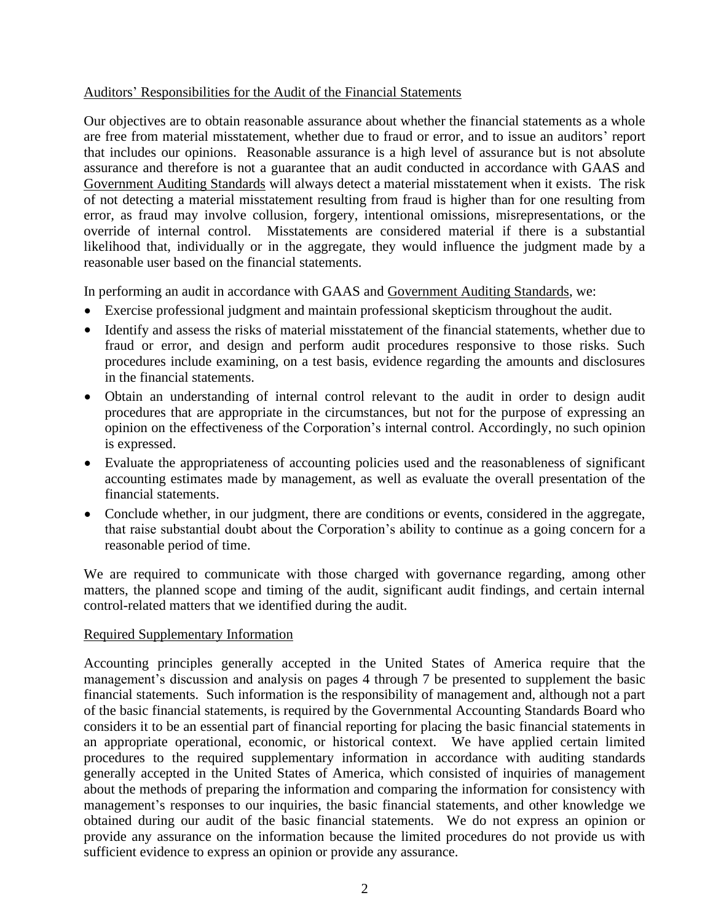Auditors' Responsibilities for the Audit of the Financial Statements

Our objectives are to obtain reasonable assurance about whether the financial statements as a whole are free from material misstatement, whether due to fraud or error, and to issue an auditors' report that includes our opinions. Reasonable assurance is a high level of assurance but is not absolute assurance and therefore is not a guarantee that an audit conducted in accordance with GAAS and Government Auditing Standards will always detect a material misstatement when it exists. The risk of not detecting a material misstatement resulting from fraud is higher than for one resulting from error, as fraud may involve collusion, forgery, intentional omissions, misrepresentations, or the override of internal control. Misstatements are considered material if there is a substantial likelihood that, individually or in the aggregate, they would influence the judgment made by a reasonable user based on the financial statements.

In performing an audit in accordance with GAAS and Government Auditing Standards, we:

- Exercise professional judgment and maintain professional skepticism throughout the audit.
- Identify and assess the risks of material misstatement of the financial statements, whether due to fraud or error, and design and perform audit procedures responsive to those risks. Such procedures include examining, on a test basis, evidence regarding the amounts and disclosures in the financial statements.
- Obtain an understanding of internal control relevant to the audit in order to design audit procedures that are appropriate in the circumstances, but not for the purpose of expressing an opinion on the effectiveness of the Corporation's internal control. Accordingly, no such opinion is expressed.
- Evaluate the appropriateness of accounting policies used and the reasonableness of significant accounting estimates made by management, as well as evaluate the overall presentation of the financial statements.
- Conclude whether, in our judgment, there are conditions or events, considered in the aggregate, that raise substantial doubt about the Corporation's ability to continue as a going concern for a reasonable period of time.

We are required to communicate with those charged with governance regarding, among other matters, the planned scope and timing of the audit, significant audit findings, and certain internal control-related matters that we identified during the audit.

Required Supplementary Information

Accounting principles generally accepted in the United States of America require that the management's discussion and analysis on pages 4 through 7 be presented to supplement the basic financial statements. Such information is the responsibility of management and, although not a part of the basic financial statements, is required by the Governmental Accounting Standards Board who considers it to be an essential part of financial reporting for placing the basic financial statements in an appropriate operational, economic, or historical context. We have applied certain limited procedures to the required supplementary information in accordance with auditing standards generally accepted in the United States of America, which consisted of inquiries of management about the methods of preparing the information and comparing the information for consistency with management's responses to our inquiries, the basic financial statements, and other knowledge we obtained during our audit of the basic financial statements. We do not express an opinion or provide any assurance on the information because the limited procedures do not provide us with sufficient evidence to express an opinion or provide any assurance.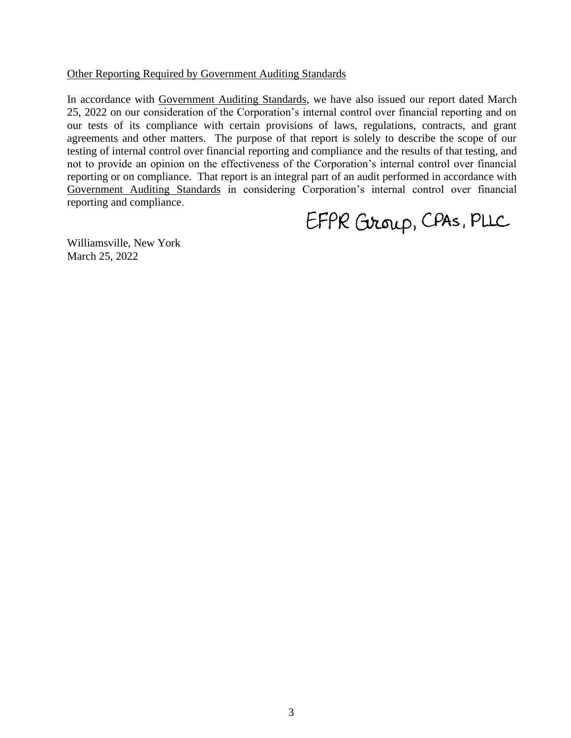<u>Other Reporting Required by Government Auditing Standards</u>

In accordance with <u>Government Auditing Standards</u>, we have also issued our report dated March 25, 2022 on our consideration of the Corporation's internal control over financial reporting and on our tests of its compliance with certain provisions of laws, regulations, contracts, and grant agreements and other matters. The purpose of that report is solely to describe the scope of our testing of internal control over financial reporting and compliance and the results of that testing, and not to provide an opinion on the effectiveness of the Corporation's internal control over financial reporting or on compliance. That report is an integral part of an audit performed in accordance with <u>Government Auditing Standards</u> in considering Corporation's internal control over financial reporting and compliance.

EFPR Group, CPAs, PLLC

Williamsville, New York
March 25, 2022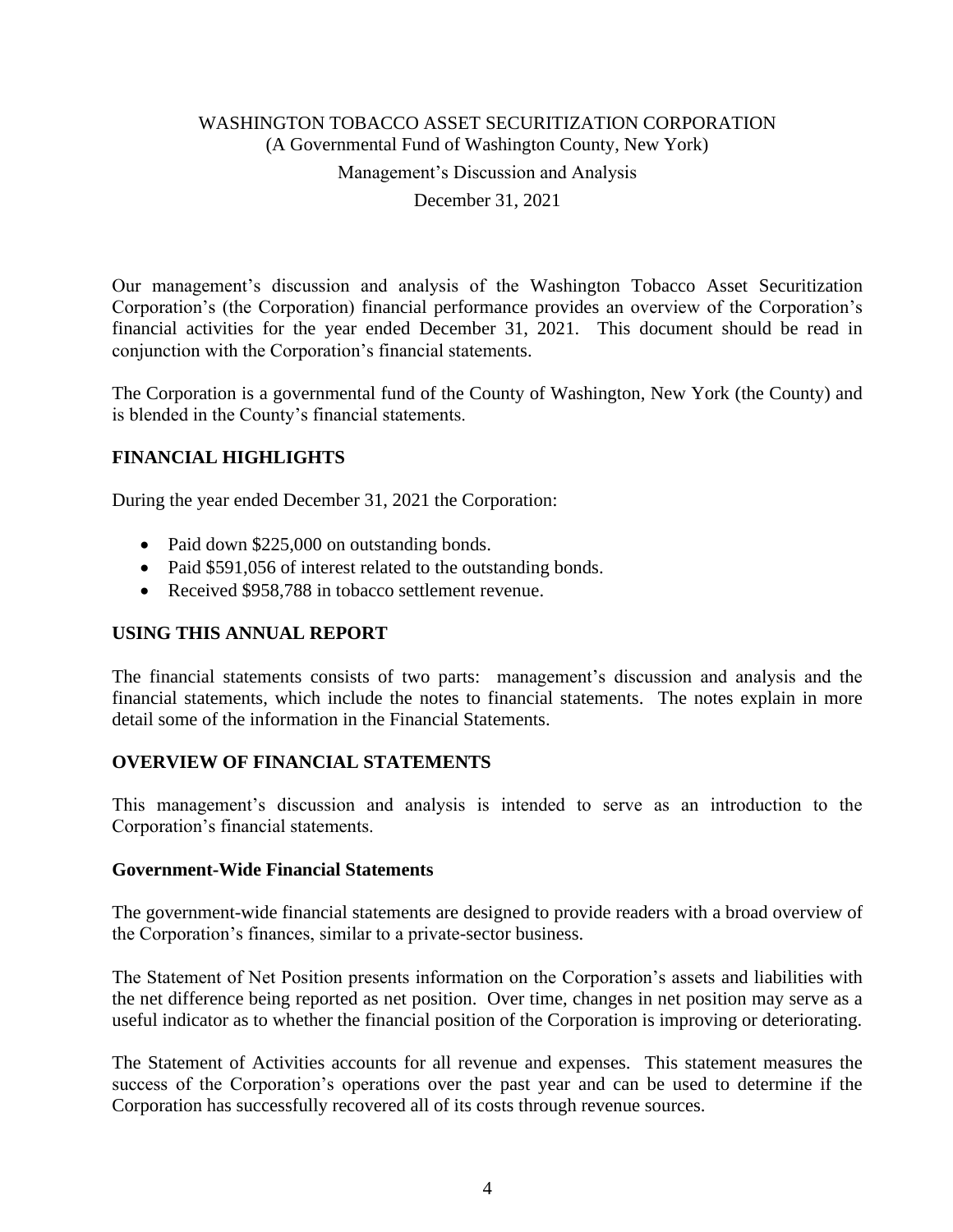WASHINGTON TOBACCO ASSET SECURITIZATION CORPORATION
(A Governmental Fund of Washington County, New York)

Management's Discussion and Analysis

December 31, 2021

Our management's discussion and analysis of the Washington Tobacco Asset Securitization Corporation's (the Corporation) financial performance provides an overview of the Corporation's financial activities for the year ended December 31, 2021. This document should be read in conjunction with the Corporation's financial statements.

The Corporation is a governmental fund of the County of Washington, New York (the County) and is blended in the County's financial statements.

## FINANCIAL HIGHLIGHTS

During the year ended December 31, 2021 the Corporation:

- Paid down $225,000 on outstanding bonds.
- Paid $591,056 of interest related to the outstanding bonds.
- Received $958,788 in tobacco settlement revenue.

## USING THIS ANNUAL REPORT

The financial statements consists of two parts: management's discussion and analysis and the financial statements, which include the notes to financial statements. The notes explain in more detail some of the information in the Financial Statements.

## OVERVIEW OF FINANCIAL STATEMENTS

This management's discussion and analysis is intended to serve as an introduction to the Corporation's financial statements.

### Government-Wide Financial Statements

The government-wide financial statements are designed to provide readers with a broad overview of the Corporation's finances, similar to a private-sector business.

The Statement of Net Position presents information on the Corporation's assets and liabilities with the net difference being reported as net position. Over time, changes in net position may serve as a useful indicator as to whether the financial position of the Corporation is improving or deteriorating.

The Statement of Activities accounts for all revenue and expenses. This statement measures the success of the Corporation's operations over the past year and can be used to determine if the Corporation has successfully recovered all of its costs through revenue sources.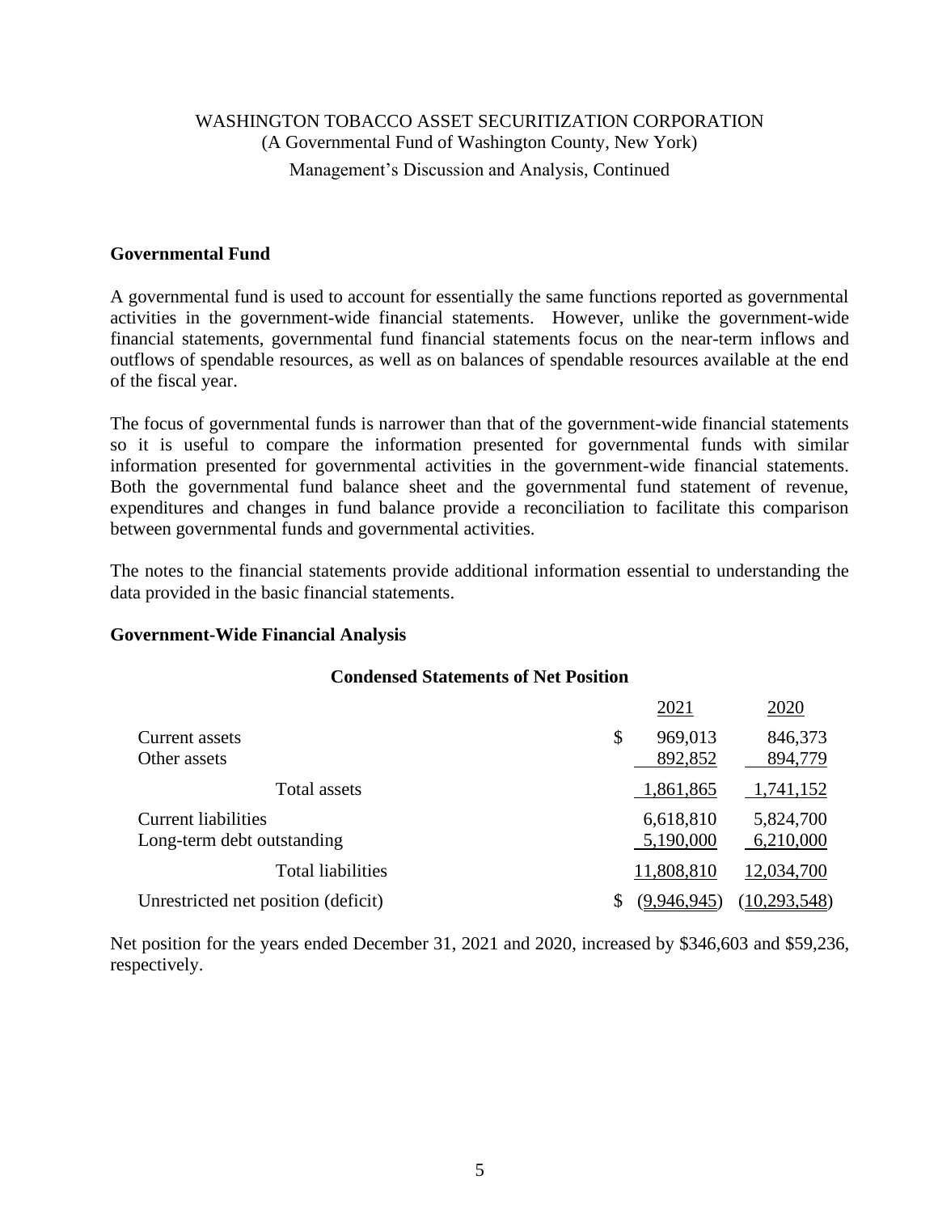WASHINGTON TOBACCO ASSET SECURITIZATION CORPORATION
(A Governmental Fund of Washington County, New York)
Management's Discussion and Analysis, Continued

## Governmental Fund

A governmental fund is used to account for essentially the same functions reported as governmental activities in the government-wide financial statements. However, unlike the government-wide financial statements, governmental fund financial statements focus on the near-term inflows and outflows of spendable resources, as well as on balances of spendable resources available at the end of the fiscal year.

The focus of governmental funds is narrower than that of the government-wide financial statements so it is useful to compare the information presented for governmental funds with similar information presented for governmental activities in the government-wide financial statements. Both the governmental fund balance sheet and the governmental fund statement of revenue, expenditures and changes in fund balance provide a reconciliation to facilitate this comparison between governmental funds and governmental activities.

The notes to the financial statements provide additional information essential to understanding the data provided in the basic financial statements.

## Government-Wide Financial Analysis

### Condensed Statements of Net Position

| | 2021 | 2020 |
|---|---|---|
| Current assets | $ 969,013 | 846,373 |
| Other assets | 892,852 | 894,779 |
| Total assets | 1,861,865 | 1,741,152 |
| Current liabilities | 6,618,810 | 5,824,700 |
| Long-term debt outstanding | 5,190,000 | 6,210,000 |
| Total liabilities | 11,808,810 | 12,034,700 |
| Unrestricted net position (deficit) | $ (9,946,945) | (10,293,548) |

Net position for the years ended December 31, 2021 and 2020, increased by $346,603 and $59,236, respectively.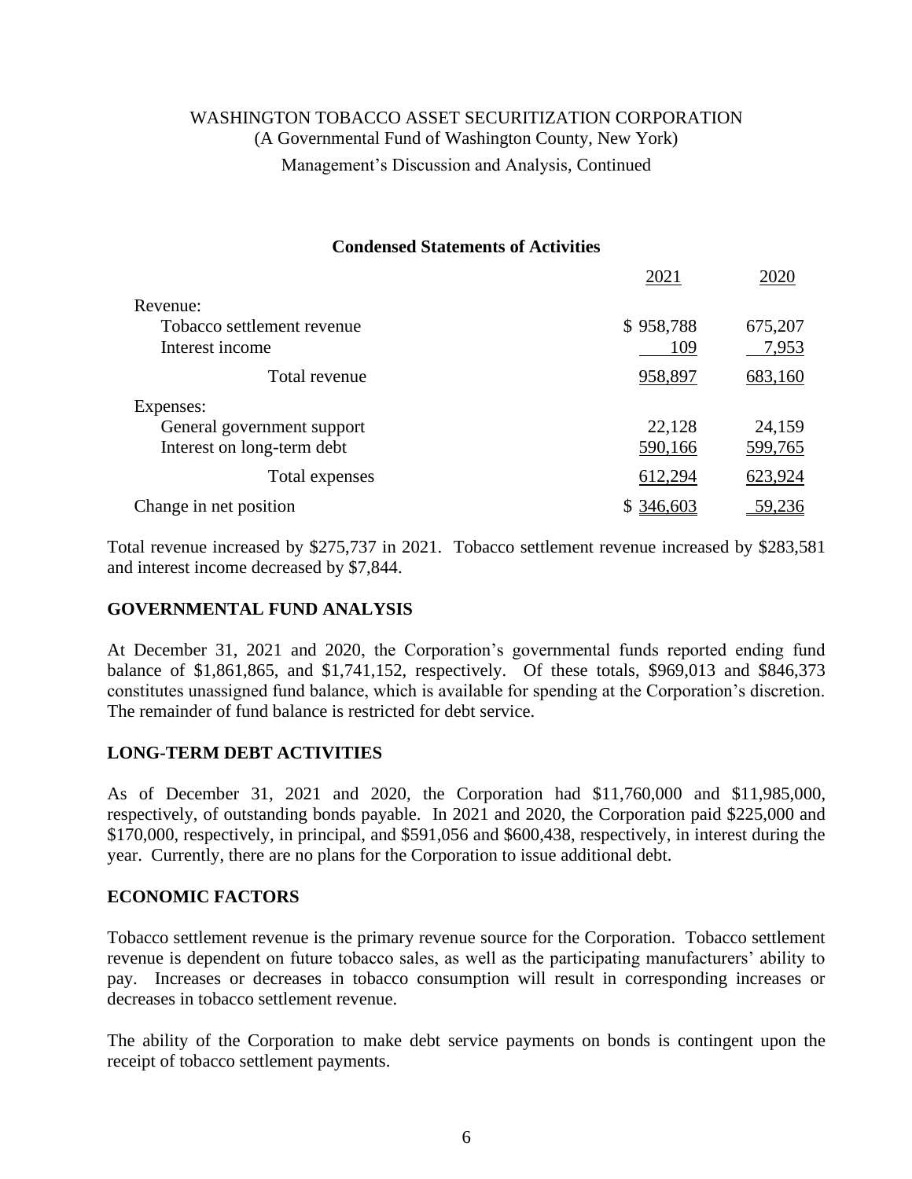WASHINGTON TOBACCO ASSET SECURITIZATION CORPORATION
(A Governmental Fund of Washington County, New York)
Management's Discussion and Analysis, Continued

**Condensed Statements of Activities**

| | 2021 | 2020 |
|---|---|---|
| Revenue: | | |
| Tobacco settlement revenue | $ 958,788 | 675,207 |
| Interest income | 109 | 7,953 |
| Total revenue | 958,897 | 683,160 |
| Expenses: | | |
| General government support | 22,128 | 24,159 |
| Interest on long-term debt | 590,166 | 599,765 |
| Total expenses | 612,294 | 623,924 |
| Change in net position | $ 346,603 | 59,236 |

Total revenue increased by $275,737 in 2021. Tobacco settlement revenue increased by $283,581 and interest income decreased by $7,844.

## GOVERNMENTAL FUND ANALYSIS

At December 31, 2021 and 2020, the Corporation's governmental funds reported ending fund balance of $1,861,865, and $1,741,152, respectively. Of these totals, $969,013 and $846,373 constitutes unassigned fund balance, which is available for spending at the Corporation's discretion. The remainder of fund balance is restricted for debt service.

## LONG-TERM DEBT ACTIVITIES

As of December 31, 2021 and 2020, the Corporation had $11,760,000 and $11,985,000, respectively, of outstanding bonds payable. In 2021 and 2020, the Corporation paid $225,000 and $170,000, respectively, in principal, and $591,056 and $600,438, respectively, in interest during the year. Currently, there are no plans for the Corporation to issue additional debt.

## ECONOMIC FACTORS

Tobacco settlement revenue is the primary revenue source for the Corporation. Tobacco settlement revenue is dependent on future tobacco sales, as well as the participating manufacturers' ability to pay. Increases or decreases in tobacco consumption will result in corresponding increases or decreases in tobacco settlement revenue.

The ability of the Corporation to make debt service payments on bonds is contingent upon the receipt of tobacco settlement payments.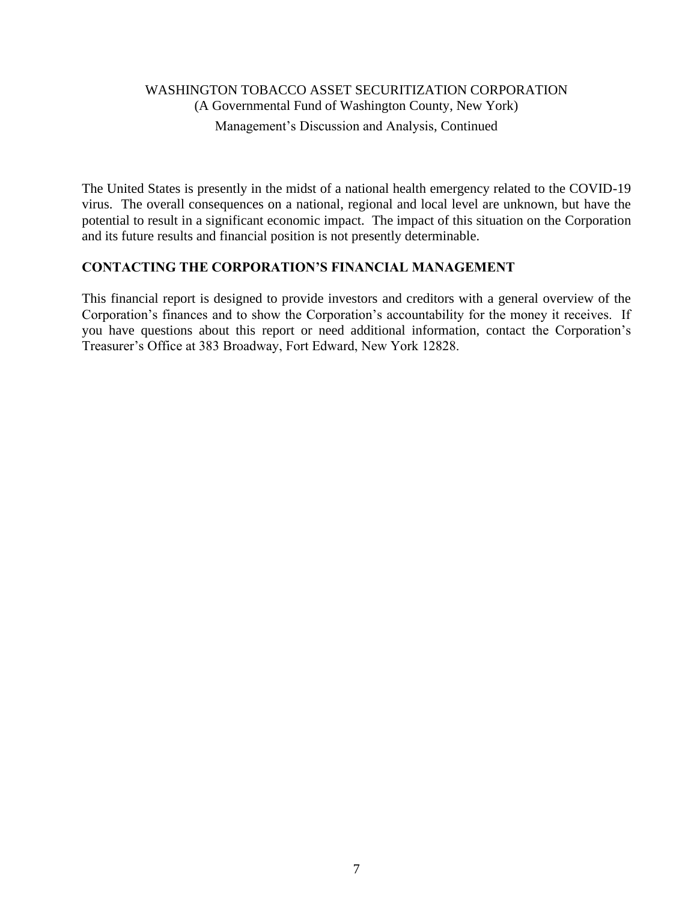The United States is presently in the midst of a national health emergency related to the COVID-19 virus. The overall consequences on a national, regional and local level are unknown, but have the potential to result in a significant economic impact. The impact of this situation on the Corporation and its future results and financial position is not presently determinable.

## CONTACTING THE CORPORATION'S FINANCIAL MANAGEMENT

This financial report is designed to provide investors and creditors with a general overview of the Corporation's finances and to show the Corporation's accountability for the money it receives. If you have questions about this report or need additional information, contact the Corporation's Treasurer's Office at 383 Broadway, Fort Edward, New York 12828.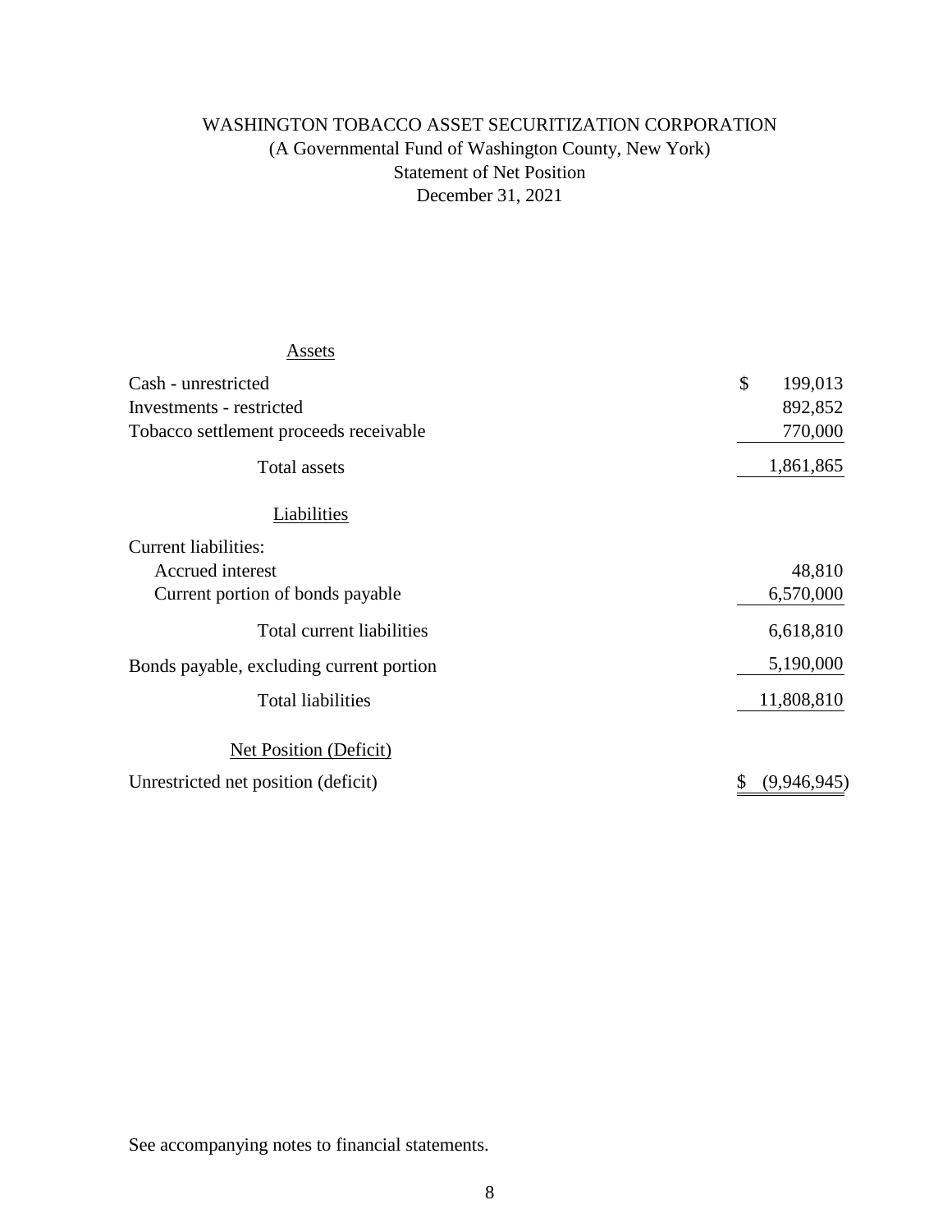# WASHINGTON TOBACCO ASSET SECURITIZATION CORPORATION

(A Governmental Fund of Washington County, New York)

Statement of Net Position

December 31, 2021

| | |
|---|---|
| **Assets** | |
| Cash - unrestricted | $ 199,013 |
| Investments - restricted | 892,852 |
| Tobacco settlement proceeds receivable | 770,000 |
| Total assets | 1,861,865 |
| **Liabilities** | |
| Current liabilities: | |
| Accrued interest | 48,810 |
| Current portion of bonds payable | 6,570,000 |
| Total current liabilities | 6,618,810 |
| Bonds payable, excluding current portion | 5,190,000 |
| Total liabilities | 11,808,810 |
| **Net Position (Deficit)** | |
| Unrestricted net position (deficit) | $ (9,946,945) |

See accompanying notes to financial statements.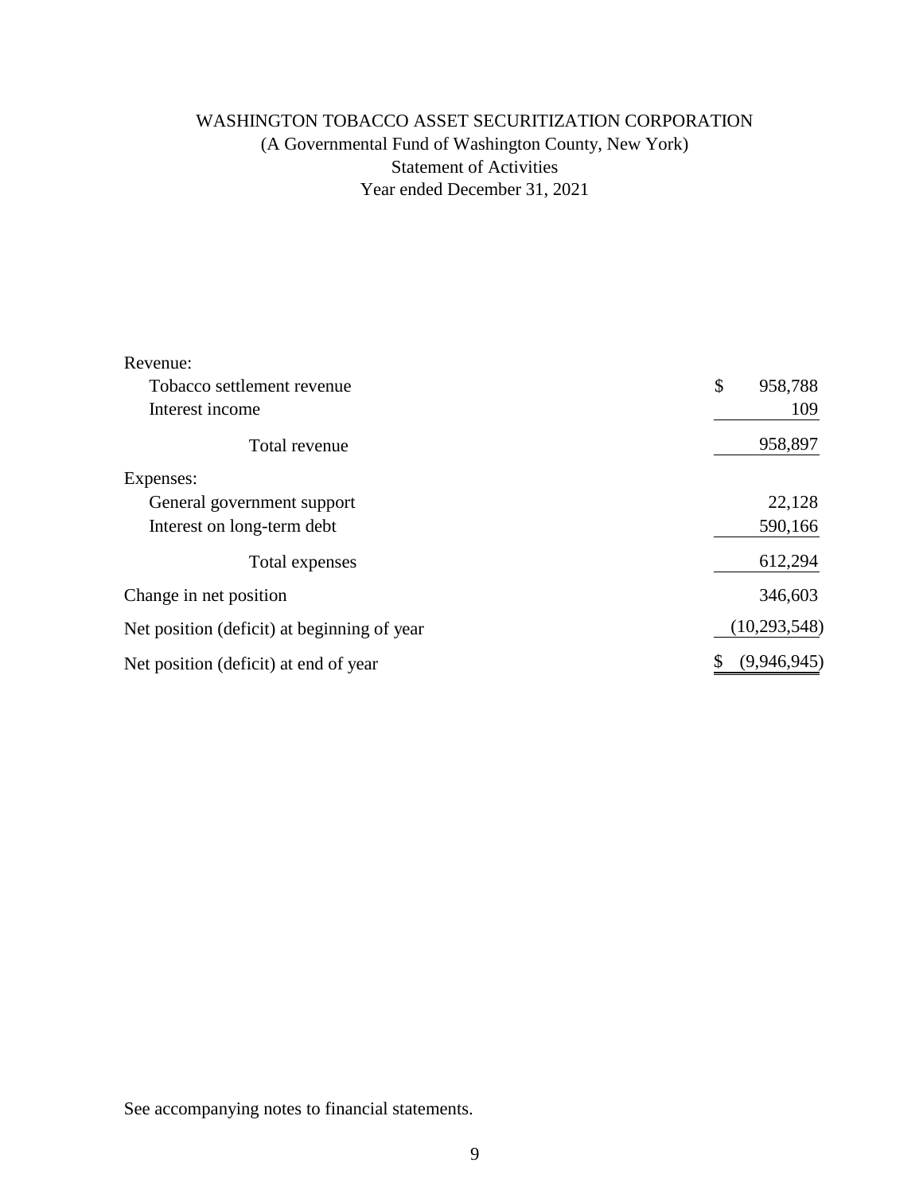# WASHINGTON TOBACCO ASSET SECURITIZATION CORPORATION

(A Governmental Fund of Washington County, New York)

Statement of Activities

Year ended December 31, 2021

| | |
|---|---|
| Revenue: | |
| Tobacco settlement revenue | $ 958,788 |
| Interest income | 109 |
| Total revenue | 958,897 |
| Expenses: | |
| General government support | 22,128 |
| Interest on long-term debt | 590,166 |
| Total expenses | 612,294 |
| Change in net position | 346,603 |
| Net position (deficit) at beginning of year | (10,293,548) |
| Net position (deficit) at end of year | $ (9,946,945) |

See accompanying notes to financial statements.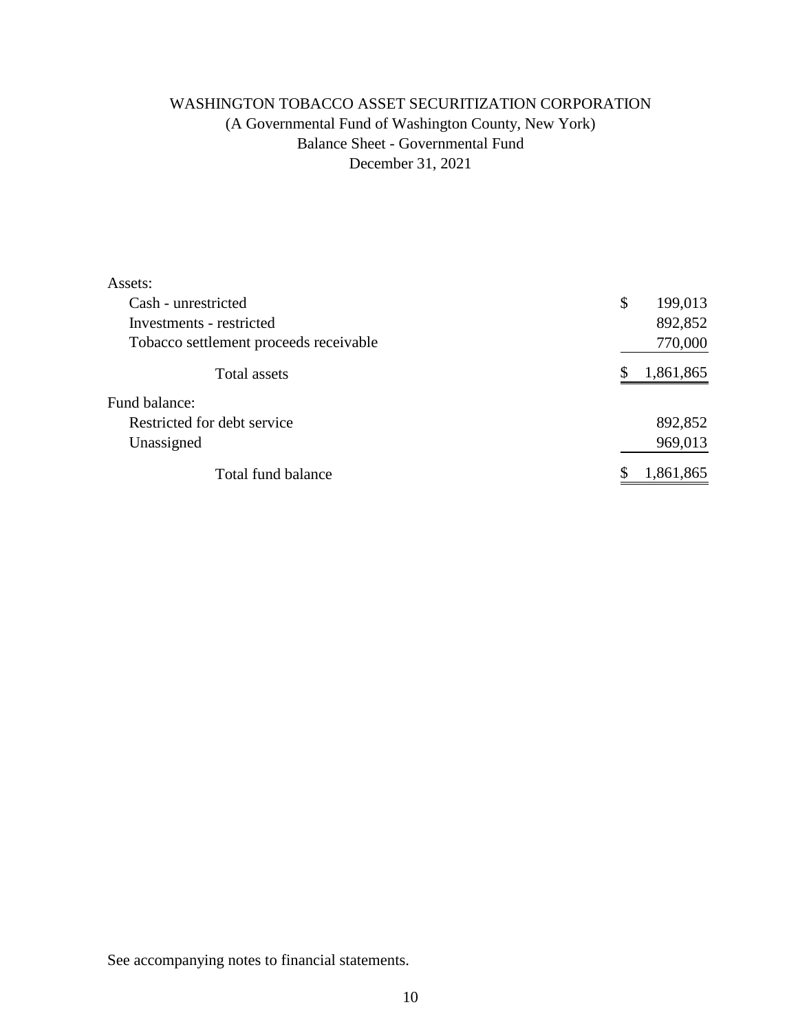# WASHINGTON TOBACCO ASSET SECURITIZATION CORPORATION

(A Governmental Fund of Washington County, New York)

Balance Sheet - Governmental Fund

December 31, 2021

| | |
|---|---|
| Assets: | |
| Cash - unrestricted | $ 199,013 |
| Investments - restricted | 892,852 |
| Tobacco settlement proceeds receivable | 770,000 |
| Total assets | $ 1,861,865 |
| Fund balance: | |
| Restricted for debt service | 892,852 |
| Unassigned | 969,013 |
| Total fund balance | $ 1,861,865 |

See accompanying notes to financial statements.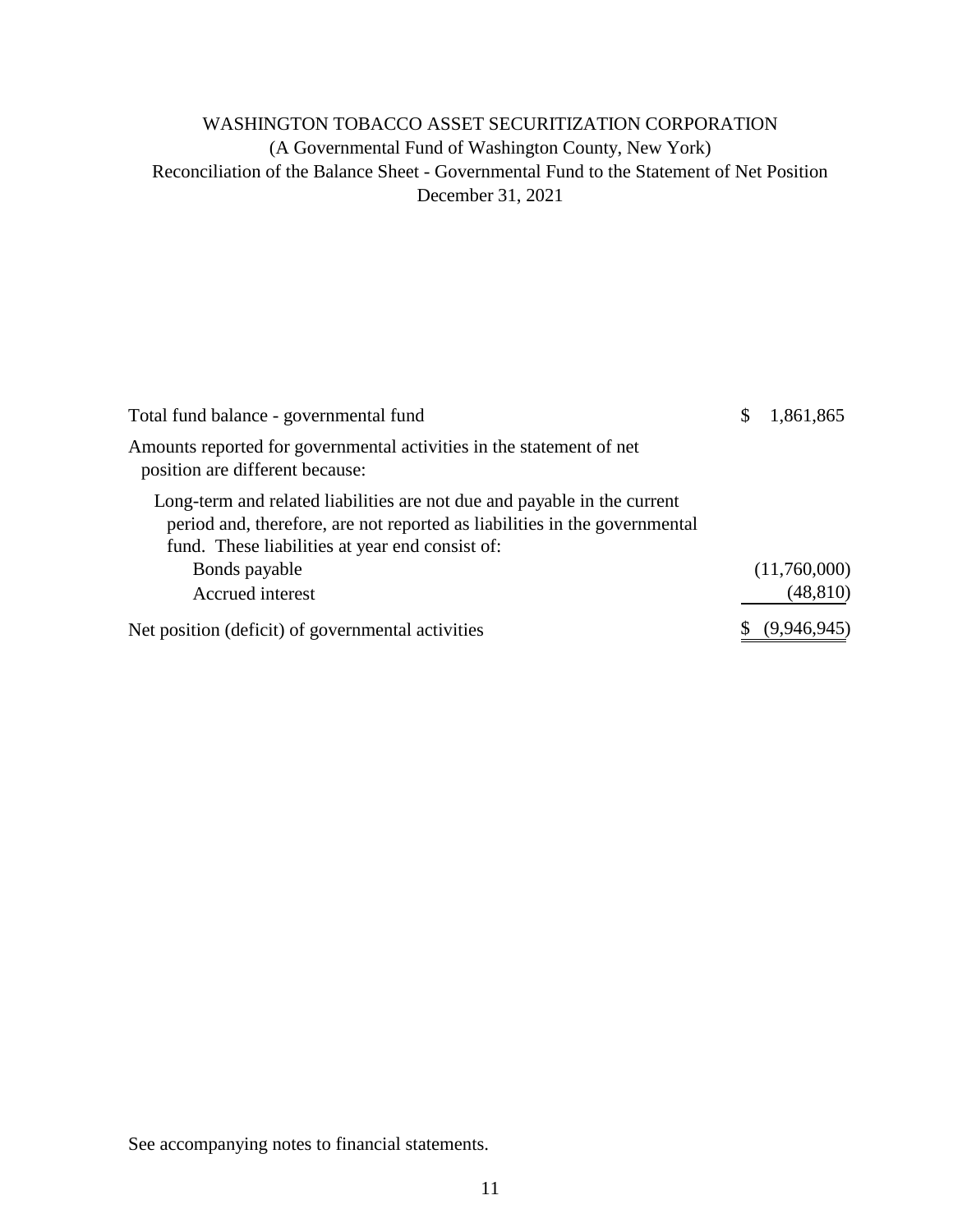# WASHINGTON TOBACCO ASSET SECURITIZATION CORPORATION

(A Governmental Fund of Washington County, New York)

Reconciliation of the Balance Sheet - Governmental Fund to the Statement of Net Position

December 31, 2021

| | |
|---|---|
| Total fund balance - governmental fund | $ 1,861,865 |
| Amounts reported for governmental activities in the statement of net position are different because: | |
| Long-term and related liabilities are not due and payable in the current period and, therefore, are not reported as liabilities in the governmental fund. These liabilities at year end consist of: | |
| Bonds payable | (11,760,000) |
| Accrued interest | (48,810) |
| Net position (deficit) of governmental activities | $ (9,946,945) |

See accompanying notes to financial statements.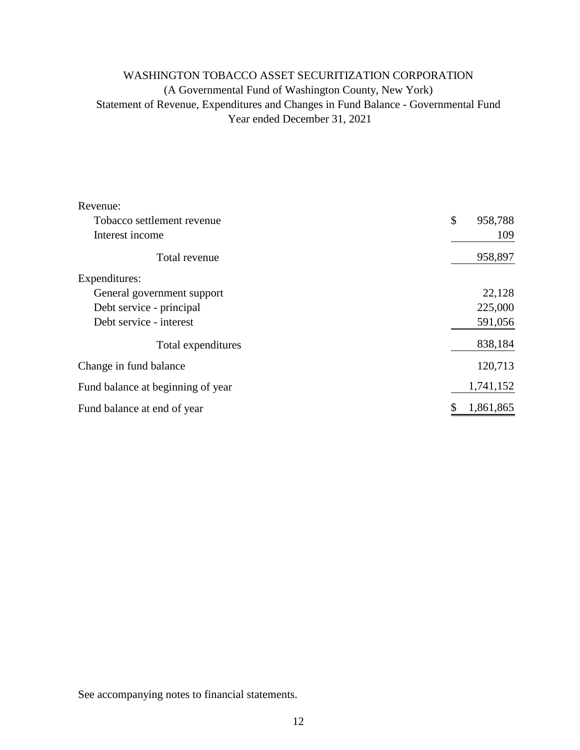# WASHINGTON TOBACCO ASSET SECURITIZATION CORPORATION

(A Governmental Fund of Washington County, New York)

Statement of Revenue, Expenditures and Changes in Fund Balance - Governmental Fund

Year ended December 31, 2021

| | |
|---|---|
| Revenue: | |
| Tobacco settlement revenue | $ 958,788 |
| Interest income | 109 |
| Total revenue | 958,897 |
| Expenditures: | |
| General government support | 22,128 |
| Debt service - principal | 225,000 |
| Debt service - interest | 591,056 |
| Total expenditures | 838,184 |
| Change in fund balance | 120,713 |
| Fund balance at beginning of year | 1,741,152 |
| Fund balance at end of year | $ 1,861,865 |

See accompanying notes to financial statements.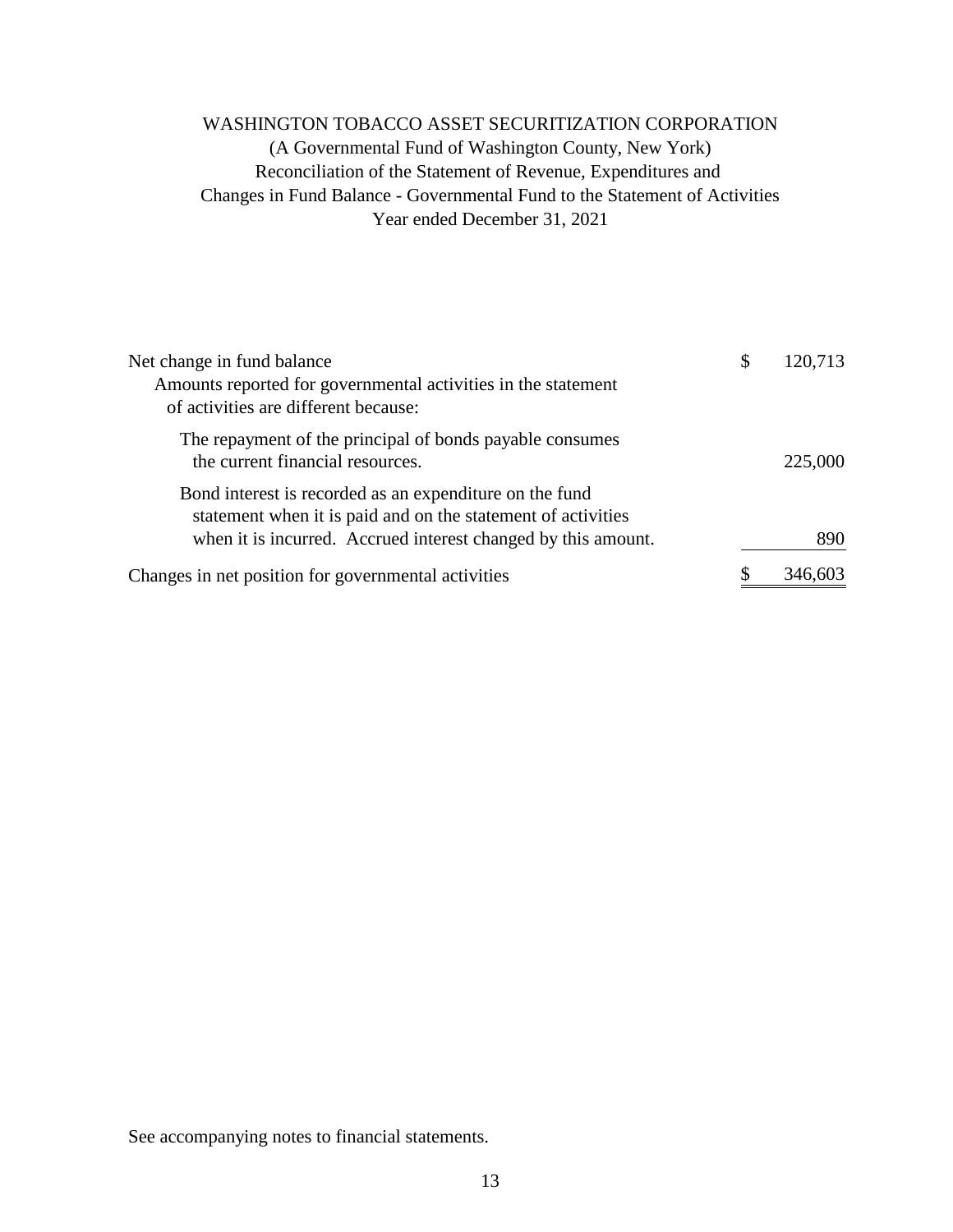# WASHINGTON TOBACCO ASSET SECURITIZATION CORPORATION

(A Governmental Fund of Washington County, New York)
Reconciliation of the Statement of Revenue, Expenditures and
Changes in Fund Balance - Governmental Fund to the Statement of Activities
Year ended December 31, 2021

| | | |
|---|---|---|
| Net change in fund balance | $ | 120,713 |
| Amounts reported for governmental activities in the statement of activities are different because: | | |
| The repayment of the principal of bonds payable consumes the current financial resources. | | 225,000 |
| Bond interest is recorded as an expenditure on the fund statement when it is paid and on the statement of activities when it is incurred. Accrued interest changed by this amount. | | 890 |
| Changes in net position for governmental activities | $ | 346,603 |

See accompanying notes to financial statements.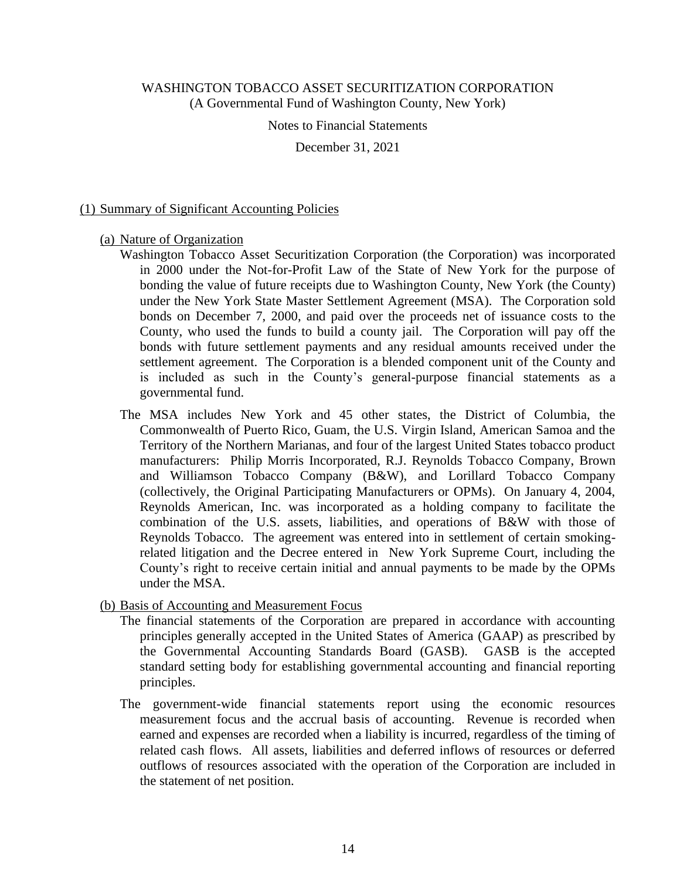# WASHINGTON TOBACCO ASSET SECURITIZATION CORPORATION

(A Governmental Fund of Washington County, New York)

Notes to Financial Statements

December 31, 2021

## (1) Summary of Significant Accounting Policies

### (a) Nature of Organization

Washington Tobacco Asset Securitization Corporation (the Corporation) was incorporated in 2000 under the Not-for-Profit Law of the State of New York for the purpose of bonding the value of future receipts due to Washington County, New York (the County) under the New York State Master Settlement Agreement (MSA). The Corporation sold bonds on December 7, 2000, and paid over the proceeds net of issuance costs to the County, who used the funds to build a county jail. The Corporation will pay off the bonds with future settlement payments and any residual amounts received under the settlement agreement. The Corporation is a blended component unit of the County and is included as such in the County's general-purpose financial statements as a governmental fund.

The MSA includes New York and 45 other states, the District of Columbia, the Commonwealth of Puerto Rico, Guam, the U.S. Virgin Island, American Samoa and the Territory of the Northern Marianas, and four of the largest United States tobacco product manufacturers: Philip Morris Incorporated, R.J. Reynolds Tobacco Company, Brown and Williamson Tobacco Company (B&W), and Lorillard Tobacco Company (collectively, the Original Participating Manufacturers or OPMs). On January 4, 2004, Reynolds American, Inc. was incorporated as a holding company to facilitate the combination of the U.S. assets, liabilities, and operations of B&W with those of Reynolds Tobacco. The agreement was entered into in settlement of certain smoking-related litigation and the Decree entered in New York Supreme Court, including the County's right to receive certain initial and annual payments to be made by the OPMs under the MSA.

### (b) Basis of Accounting and Measurement Focus

The financial statements of the Corporation are prepared in accordance with accounting principles generally accepted in the United States of America (GAAP) as prescribed by the Governmental Accounting Standards Board (GASB). GASB is the accepted standard setting body for establishing governmental accounting and financial reporting principles.

The government-wide financial statements report using the economic resources measurement focus and the accrual basis of accounting. Revenue is recorded when earned and expenses are recorded when a liability is incurred, regardless of the timing of related cash flows. All assets, liabilities and deferred inflows of resources or deferred outflows of resources associated with the operation of the Corporation are included in the statement of net position.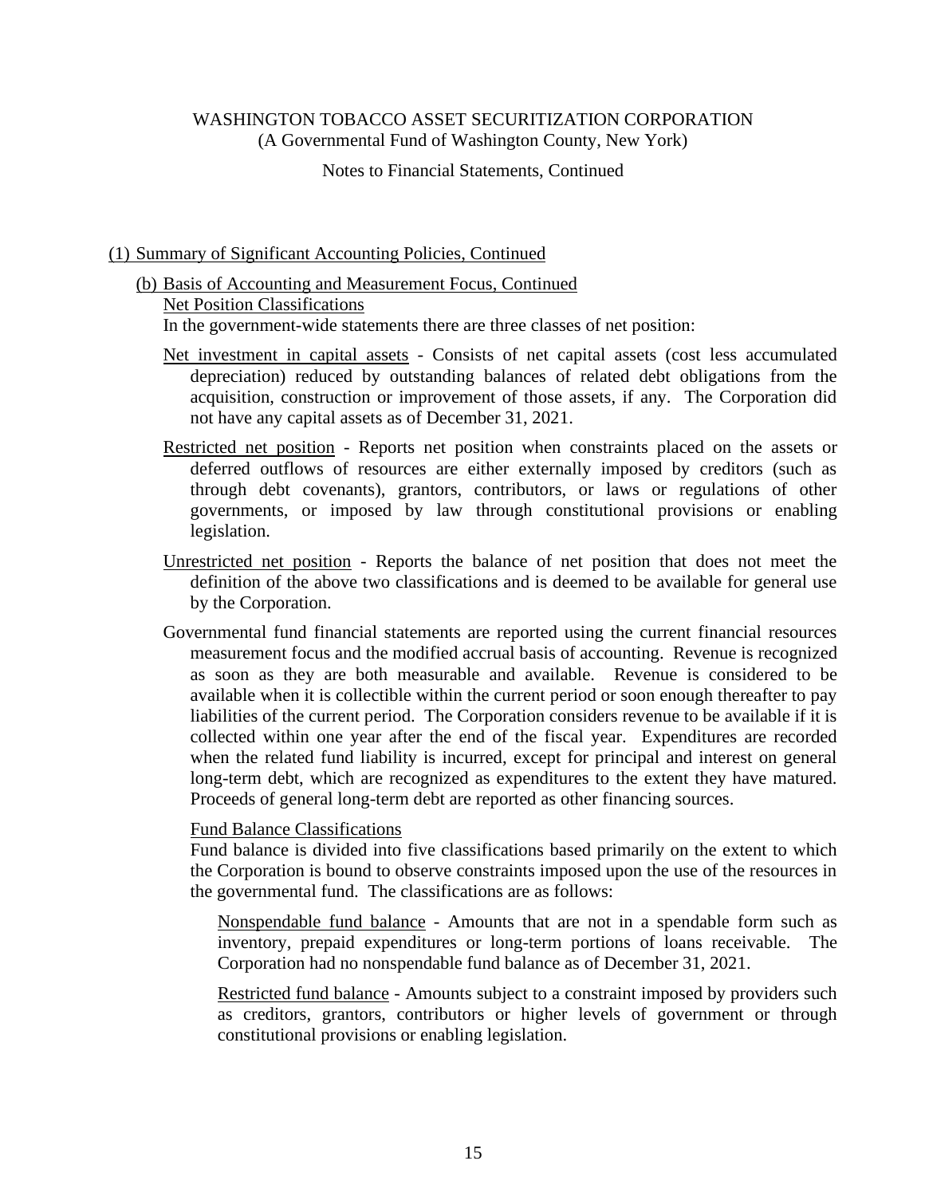WASHINGTON TOBACCO ASSET SECURITIZATION CORPORATION
(A Governmental Fund of Washington County, New York)

Notes to Financial Statements, Continued

(1) Summary of Significant Accounting Policies, Continued

(b) Basis of Accounting and Measurement Focus, Continued

Net Position Classifications

In the government-wide statements there are three classes of net position:

Net investment in capital assets - Consists of net capital assets (cost less accumulated depreciation) reduced by outstanding balances of related debt obligations from the acquisition, construction or improvement of those assets, if any. The Corporation did not have any capital assets as of December 31, 2021.

Restricted net position - Reports net position when constraints placed on the assets or deferred outflows of resources are either externally imposed by creditors (such as through debt covenants), grantors, contributors, or laws or regulations of other governments, or imposed by law through constitutional provisions or enabling legislation.

Unrestricted net position - Reports the balance of net position that does not meet the definition of the above two classifications and is deemed to be available for general use by the Corporation.

Governmental fund financial statements are reported using the current financial resources measurement focus and the modified accrual basis of accounting. Revenue is recognized as soon as they are both measurable and available. Revenue is considered to be available when it is collectible within the current period or soon enough thereafter to pay liabilities of the current period. The Corporation considers revenue to be available if it is collected within one year after the end of the fiscal year. Expenditures are recorded when the related fund liability is incurred, except for principal and interest on general long-term debt, which are recognized as expenditures to the extent they have matured. Proceeds of general long-term debt are reported as other financing sources.

Fund Balance Classifications

Fund balance is divided into five classifications based primarily on the extent to which the Corporation is bound to observe constraints imposed upon the use of the resources in the governmental fund. The classifications are as follows:

Nonspendable fund balance - Amounts that are not in a spendable form such as inventory, prepaid expenditures or long-term portions of loans receivable. The Corporation had no nonspendable fund balance as of December 31, 2021.

Restricted fund balance - Amounts subject to a constraint imposed by providers such as creditors, grantors, contributors or higher levels of government or through constitutional provisions or enabling legislation.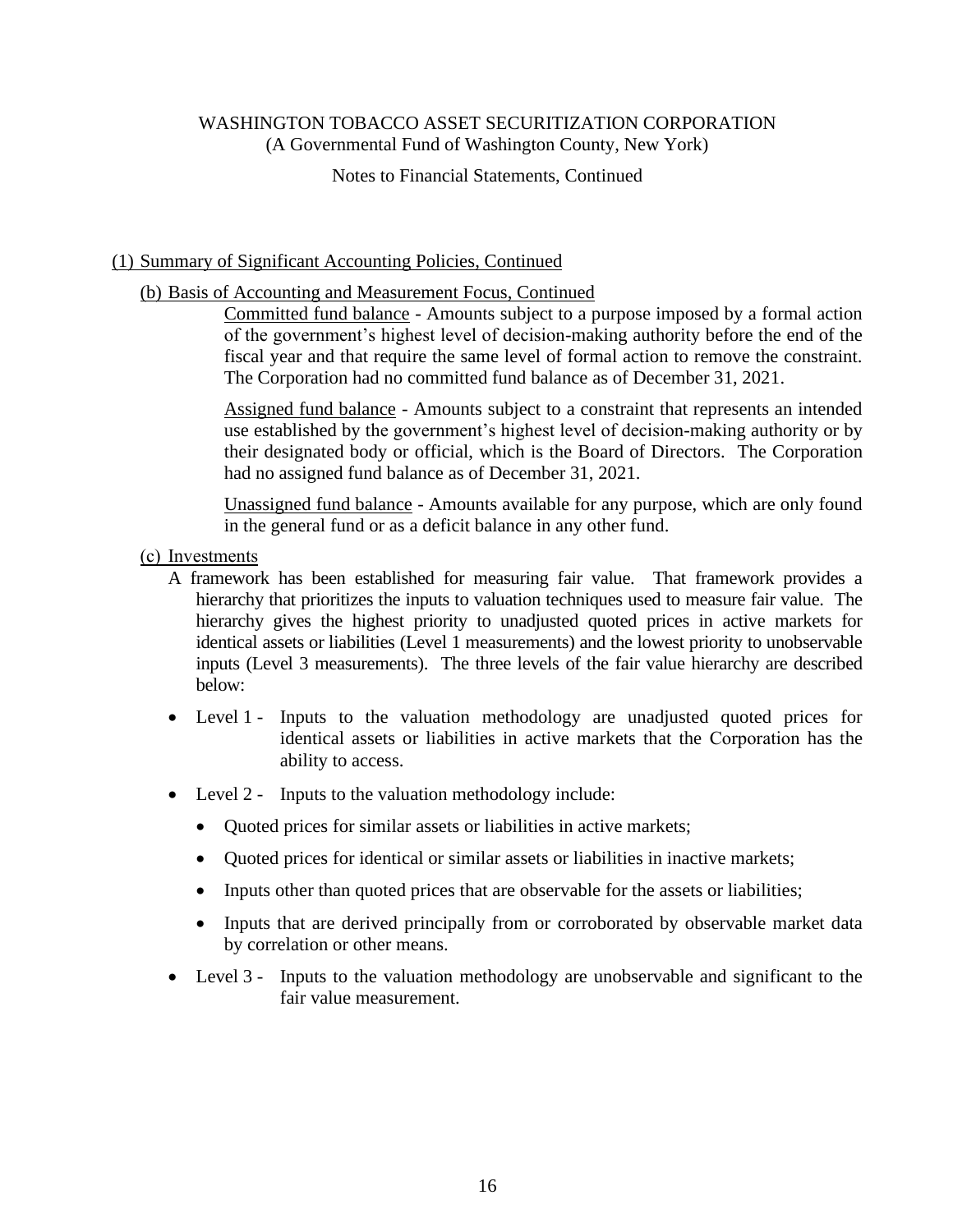WASHINGTON TOBACCO ASSET SECURITIZATION CORPORATION
(A Governmental Fund of Washington County, New York)

Notes to Financial Statements, Continued

## (1) Summary of Significant Accounting Policies, Continued

### (b) Basis of Accounting and Measurement Focus, Continued

Committed fund balance - Amounts subject to a purpose imposed by a formal action of the government's highest level of decision-making authority before the end of the fiscal year and that require the same level of formal action to remove the constraint. The Corporation had no committed fund balance as of December 31, 2021.

Assigned fund balance - Amounts subject to a constraint that represents an intended use established by the government's highest level of decision-making authority or by their designated body or official, which is the Board of Directors. The Corporation had no assigned fund balance as of December 31, 2021.

Unassigned fund balance - Amounts available for any purpose, which are only found in the general fund or as a deficit balance in any other fund.

### (c) Investments

A framework has been established for measuring fair value. That framework provides a hierarchy that prioritizes the inputs to valuation techniques used to measure fair value. The hierarchy gives the highest priority to unadjusted quoted prices in active markets for identical assets or liabilities (Level 1 measurements) and the lowest priority to unobservable inputs (Level 3 measurements). The three levels of the fair value hierarchy are described below:

- Level 1 - Inputs to the valuation methodology are unadjusted quoted prices for identical assets or liabilities in active markets that the Corporation has the ability to access.
- Level 2 - Inputs to the valuation methodology include:
  - Quoted prices for similar assets or liabilities in active markets;
  - Quoted prices for identical or similar assets or liabilities in inactive markets;
  - Inputs other than quoted prices that are observable for the assets or liabilities;
  - Inputs that are derived principally from or corroborated by observable market data by correlation or other means.
- Level 3 - Inputs to the valuation methodology are unobservable and significant to the fair value measurement.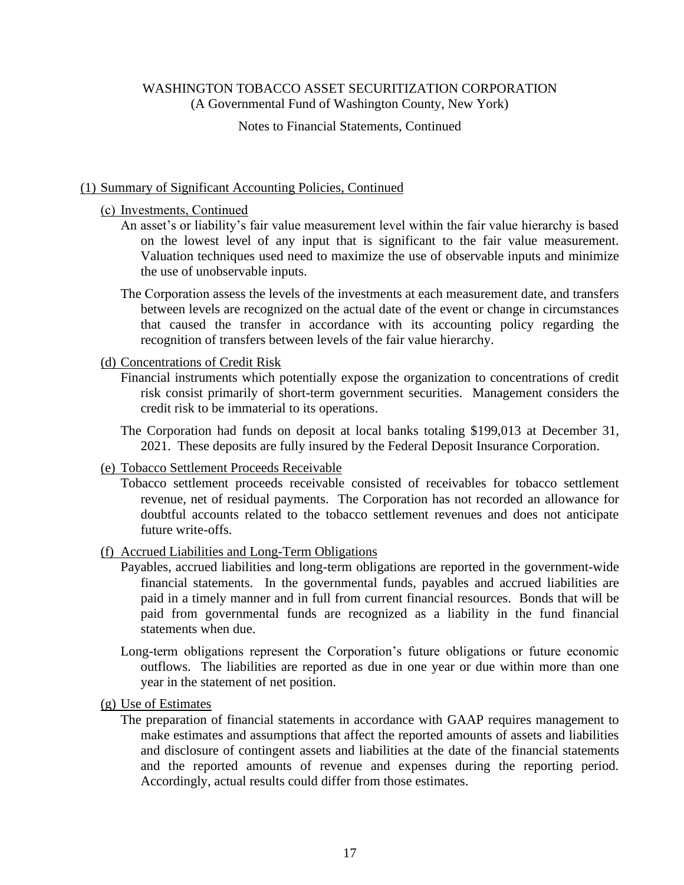WASHINGTON TOBACCO ASSET SECURITIZATION CORPORATION
(A Governmental Fund of Washington County, New York)

Notes to Financial Statements, Continued

## (1) Summary of Significant Accounting Policies, Continued

### (c) Investments, Continued

An asset's or liability's fair value measurement level within the fair value hierarchy is based on the lowest level of any input that is significant to the fair value measurement. Valuation techniques used need to maximize the use of observable inputs and minimize the use of unobservable inputs.

The Corporation assess the levels of the investments at each measurement date, and transfers between levels are recognized on the actual date of the event or change in circumstances that caused the transfer in accordance with its accounting policy regarding the recognition of transfers between levels of the fair value hierarchy.

### (d) Concentrations of Credit Risk

Financial instruments which potentially expose the organization to concentrations of credit risk consist primarily of short-term government securities. Management considers the credit risk to be immaterial to its operations.

The Corporation had funds on deposit at local banks totaling $199,013 at December 31, 2021. These deposits are fully insured by the Federal Deposit Insurance Corporation.

### (e) Tobacco Settlement Proceeds Receivable

Tobacco settlement proceeds receivable consisted of receivables for tobacco settlement revenue, net of residual payments. The Corporation has not recorded an allowance for doubtful accounts related to the tobacco settlement revenues and does not anticipate future write-offs.

### (f) Accrued Liabilities and Long-Term Obligations

Payables, accrued liabilities and long-term obligations are reported in the government-wide financial statements. In the governmental funds, payables and accrued liabilities are paid in a timely manner and in full from current financial resources. Bonds that will be paid from governmental funds are recognized as a liability in the fund financial statements when due.

Long-term obligations represent the Corporation's future obligations or future economic outflows. The liabilities are reported as due in one year or due within more than one year in the statement of net position.

### (g) Use of Estimates

The preparation of financial statements in accordance with GAAP requires management to make estimates and assumptions that affect the reported amounts of assets and liabilities and disclosure of contingent assets and liabilities at the date of the financial statements and the reported amounts of revenue and expenses during the reporting period. Accordingly, actual results could differ from those estimates.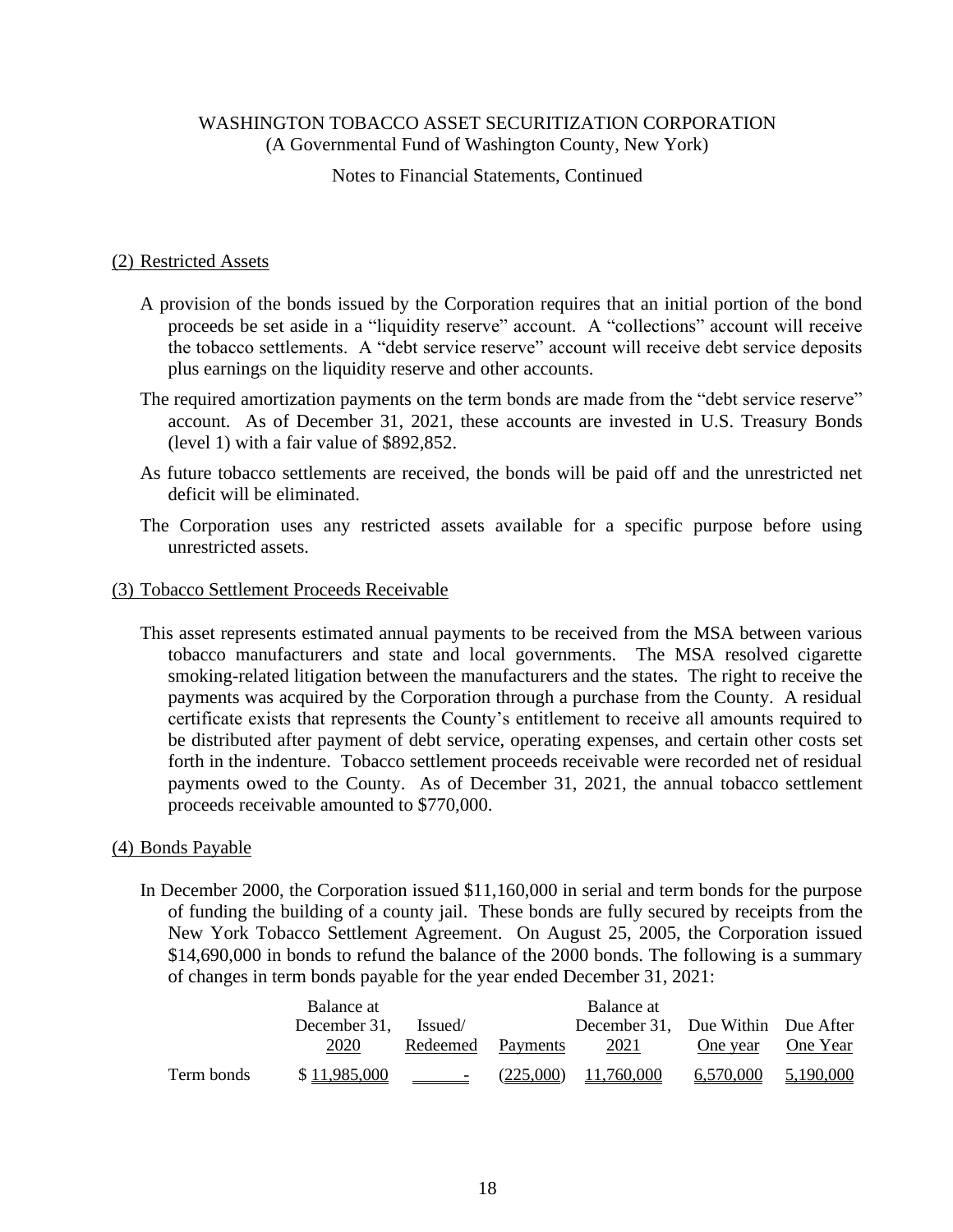WASHINGTON TOBACCO ASSET SECURITIZATION CORPORATION
(A Governmental Fund of Washington County, New York)

Notes to Financial Statements, Continued

## (2) Restricted Assets

A provision of the bonds issued by the Corporation requires that an initial portion of the bond proceeds be set aside in a "liquidity reserve" account. A "collections" account will receive the tobacco settlements. A "debt service reserve" account will receive debt service deposits plus earnings on the liquidity reserve and other accounts.

The required amortization payments on the term bonds are made from the "debt service reserve" account. As of December 31, 2021, these accounts are invested in U.S. Treasury Bonds (level 1) with a fair value of $892,852.

As future tobacco settlements are received, the bonds will be paid off and the unrestricted net deficit will be eliminated.

The Corporation uses any restricted assets available for a specific purpose before using unrestricted assets.

## (3) Tobacco Settlement Proceeds Receivable

This asset represents estimated annual payments to be received from the MSA between various tobacco manufacturers and state and local governments. The MSA resolved cigarette smoking-related litigation between the manufacturers and the states. The right to receive the payments was acquired by the Corporation through a purchase from the County. A residual certificate exists that represents the County's entitlement to receive all amounts required to be distributed after payment of debt service, operating expenses, and certain other costs set forth in the indenture. Tobacco settlement proceeds receivable were recorded net of residual payments owed to the County. As of December 31, 2021, the annual tobacco settlement proceeds receivable amounted to $770,000.

## (4) Bonds Payable

In December 2000, the Corporation issued $11,160,000 in serial and term bonds for the purpose of funding the building of a county jail. These bonds are fully secured by receipts from the New York Tobacco Settlement Agreement. On August 25, 2005, the Corporation issued $14,690,000 in bonds to refund the balance of the 2000 bonds. The following is a summary of changes in term bonds payable for the year ended December 31, 2021:

| | Balance at December 31, 2020 | Issued/ Redeemed | Payments | Balance at December 31, 2021 | Due Within One year | Due After One Year |
|---|---|---|---|---|---|---|
| Term bonds | $ 11,985,000 | - | (225,000) | 11,760,000 | 6,570,000 | 5,190,000 |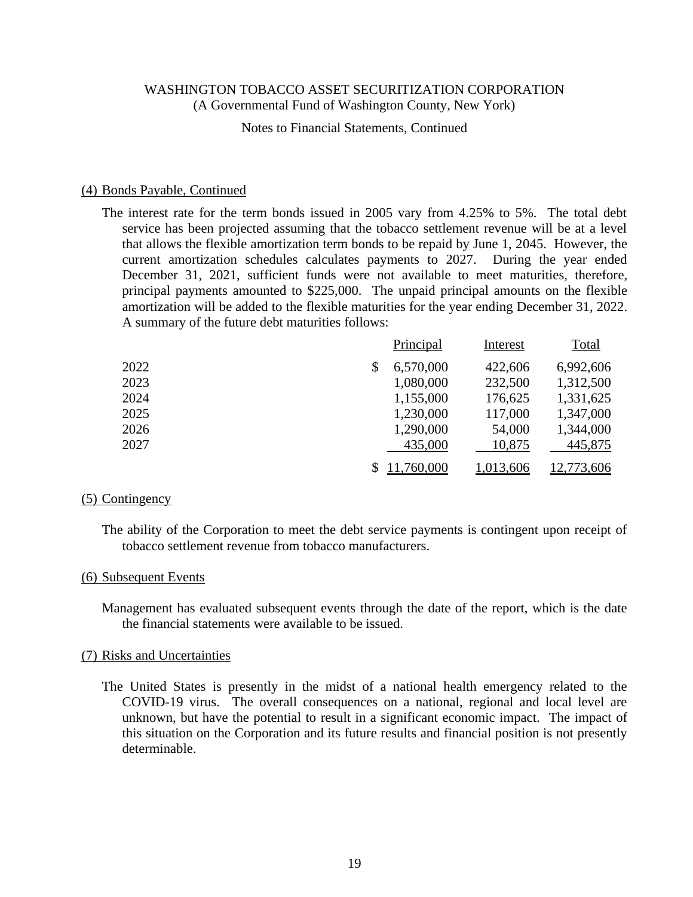# WASHINGTON TOBACCO ASSET SECURITIZATION CORPORATION

(A Governmental Fund of Washington County, New York)

Notes to Financial Statements, Continued

## (4) Bonds Payable, Continued

The interest rate for the term bonds issued in 2005 vary from 4.25% to 5%. The total debt service has been projected assuming that the tobacco settlement revenue will be at a level that allows the flexible amortization term bonds to be repaid by June 1, 2045. However, the current amortization schedules calculates payments to 2027. During the year ended December 31, 2021, sufficient funds were not available to meet maturities, therefore, principal payments amounted to $225,000. The unpaid principal amounts on the flexible amortization will be added to the flexible maturities for the year ending December 31, 2022. A summary of the future debt maturities follows:

| | Principal | Interest | Total |
|---|---|---|---|
| 2022 | $ 6,570,000 | 422,606 | 6,992,606 |
| 2023 | 1,080,000 | 232,500 | 1,312,500 |
| 2024 | 1,155,000 | 176,625 | 1,331,625 |
| 2025 | 1,230,000 | 117,000 | 1,347,000 |
| 2026 | 1,290,000 | 54,000 | 1,344,000 |
| 2027 | 435,000 | 10,875 | 445,875 |
| | $ 11,760,000 | 1,013,606 | 12,773,606 |

## (5) Contingency

The ability of the Corporation to meet the debt service payments is contingent upon receipt of tobacco settlement revenue from tobacco manufacturers.

## (6) Subsequent Events

Management has evaluated subsequent events through the date of the report, which is the date the financial statements were available to be issued.

## (7) Risks and Uncertainties

The United States is presently in the midst of a national health emergency related to the COVID-19 virus. The overall consequences on a national, regional and local level are unknown, but have the potential to result in a significant economic impact. The impact of this situation on the Corporation and its future results and financial position is not presently determinable.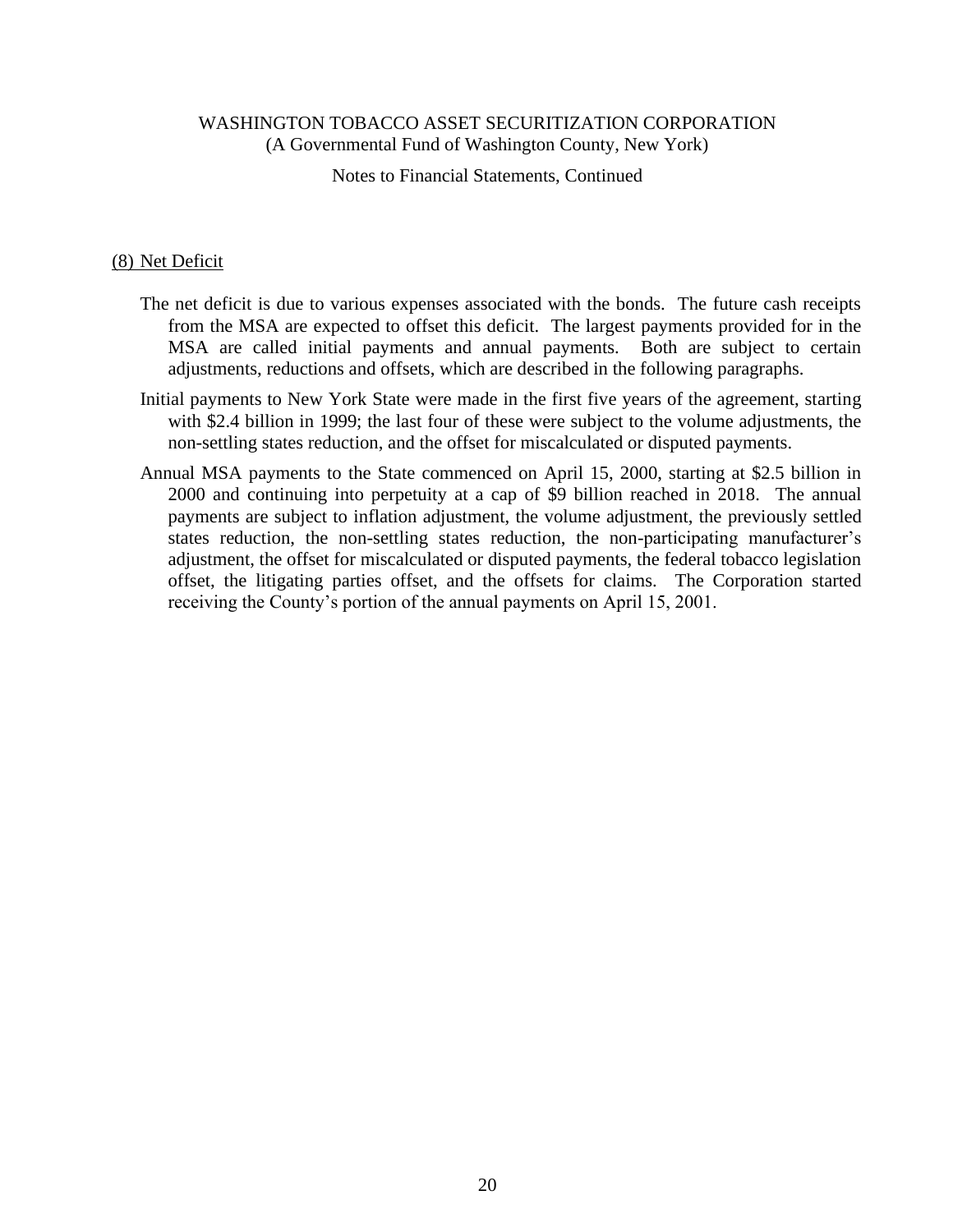WASHINGTON TOBACCO ASSET SECURITIZATION CORPORATION
(A Governmental Fund of Washington County, New York)

Notes to Financial Statements, Continued

## (8) Net Deficit

The net deficit is due to various expenses associated with the bonds. The future cash receipts from the MSA are expected to offset this deficit. The largest payments provided for in the MSA are called initial payments and annual payments. Both are subject to certain adjustments, reductions and offsets, which are described in the following paragraphs.

Initial payments to New York State were made in the first five years of the agreement, starting with $2.4 billion in 1999; the last four of these were subject to the volume adjustments, the non-settling states reduction, and the offset for miscalculated or disputed payments.

Annual MSA payments to the State commenced on April 15, 2000, starting at $2.5 billion in 2000 and continuing into perpetuity at a cap of $9 billion reached in 2018. The annual payments are subject to inflation adjustment, the volume adjustment, the previously settled states reduction, the non-settling states reduction, the non-participating manufacturer's adjustment, the offset for miscalculated or disputed payments, the federal tobacco legislation offset, the litigating parties offset, and the offsets for claims. The Corporation started receiving the County's portion of the annual payments on April 15, 2001.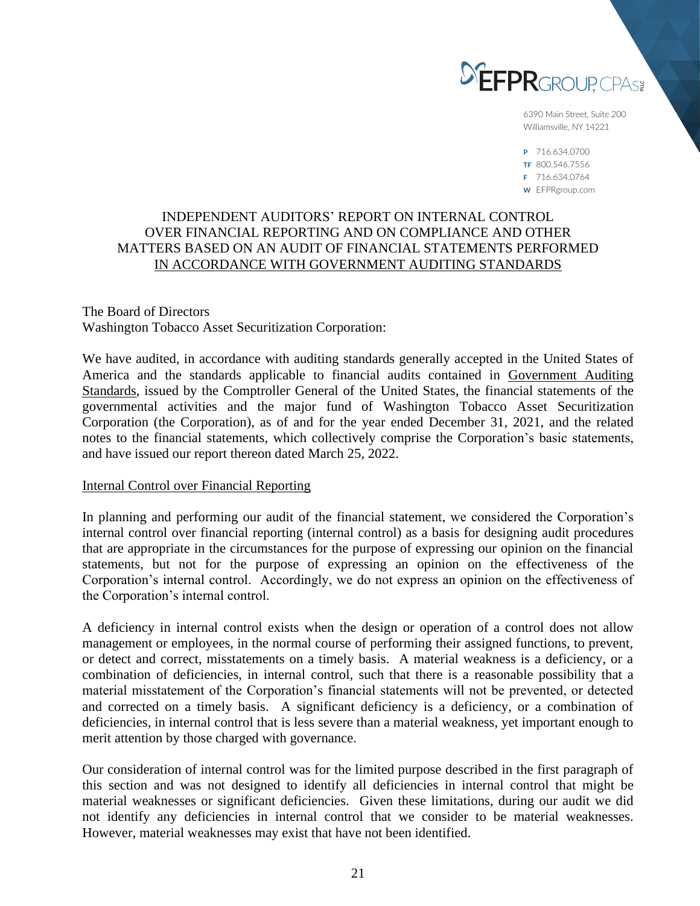EFPR GROUP, CPAs PLLC

6390 Main Street, Suite 200
Williamsville, NY 14221

P 716.634.0700
TF 800.546.7556
F 716.634.0764
W EFPRgroup.com

# INDEPENDENT AUDITORS' REPORT ON INTERNAL CONTROL OVER FINANCIAL REPORTING AND ON COMPLIANCE AND OTHER MATTERS BASED ON AN AUDIT OF FINANCIAL STATEMENTS PERFORMED IN ACCORDANCE WITH GOVERNMENT AUDITING STANDARDS

The Board of Directors
Washington Tobacco Asset Securitization Corporation:

We have audited, in accordance with auditing standards generally accepted in the United States of America and the standards applicable to financial audits contained in Government Auditing Standards, issued by the Comptroller General of the United States, the financial statements of the governmental activities and the major fund of Washington Tobacco Asset Securitization Corporation (the Corporation), as of and for the year ended December 31, 2021, and the related notes to the financial statements, which collectively comprise the Corporation's basic statements, and have issued our report thereon dated March 25, 2022.

## Internal Control over Financial Reporting

In planning and performing our audit of the financial statement, we considered the Corporation's internal control over financial reporting (internal control) as a basis for designing audit procedures that are appropriate in the circumstances for the purpose of expressing our opinion on the financial statements, but not for the purpose of expressing an opinion on the effectiveness of the Corporation's internal control. Accordingly, we do not express an opinion on the effectiveness of the Corporation's internal control.

A deficiency in internal control exists when the design or operation of a control does not allow management or employees, in the normal course of performing their assigned functions, to prevent, or detect and correct, misstatements on a timely basis. A material weakness is a deficiency, or a combination of deficiencies, in internal control, such that there is a reasonable possibility that a material misstatement of the Corporation's financial statements will not be prevented, or detected and corrected on a timely basis. A significant deficiency is a deficiency, or a combination of deficiencies, in internal control that is less severe than a material weakness, yet important enough to merit attention by those charged with governance.

Our consideration of internal control was for the limited purpose described in the first paragraph of this section and was not designed to identify all deficiencies in internal control that might be material weaknesses or significant deficiencies. Given these limitations, during our audit we did not identify any deficiencies in internal control that we consider to be material weaknesses. However, material weaknesses may exist that have not been identified.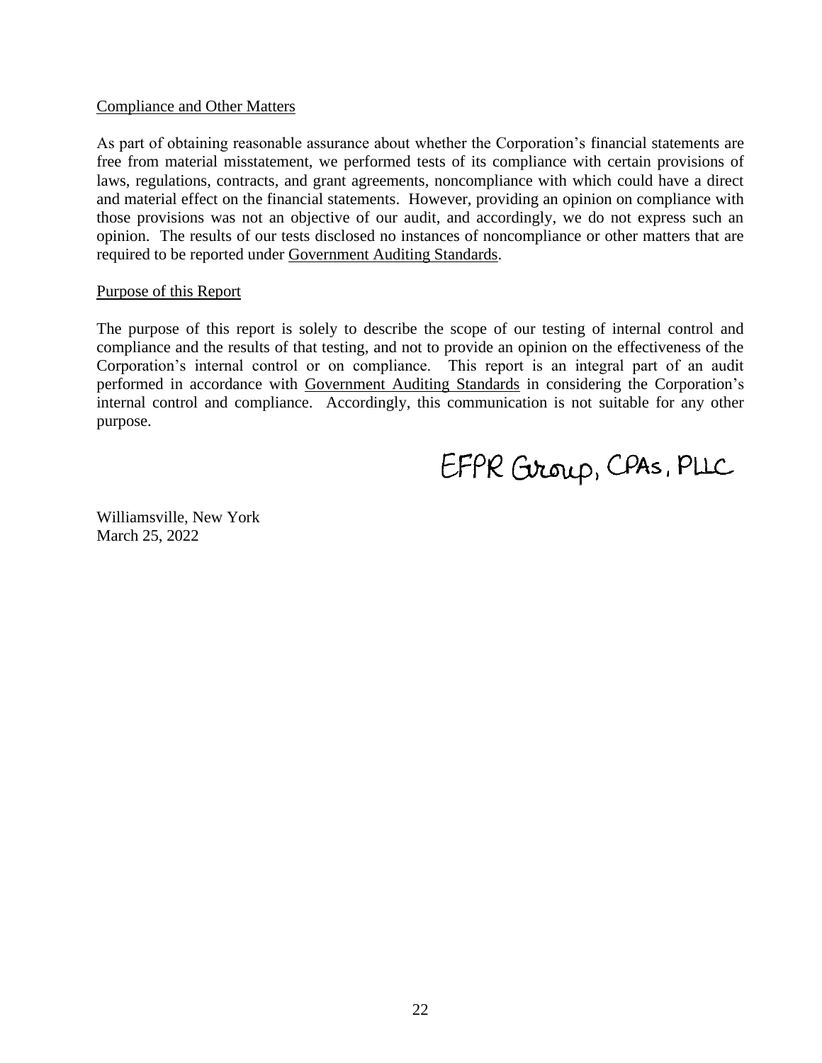Compliance and Other Matters

As part of obtaining reasonable assurance about whether the Corporation's financial statements are free from material misstatement, we performed tests of its compliance with certain provisions of laws, regulations, contracts, and grant agreements, noncompliance with which could have a direct and material effect on the financial statements. However, providing an opinion on compliance with those provisions was not an objective of our audit, and accordingly, we do not express such an opinion. The results of our tests disclosed no instances of noncompliance or other matters that are required to be reported under Government Auditing Standards.

Purpose of this Report

The purpose of this report is solely to describe the scope of our testing of internal control and compliance and the results of that testing, and not to provide an opinion on the effectiveness of the Corporation's internal control or on compliance. This report is an integral part of an audit performed in accordance with Government Auditing Standards in considering the Corporation's internal control and compliance. Accordingly, this communication is not suitable for any other purpose.

EFPR Group, CPAs, PLLC

Williamsville, New York
March 25, 2022